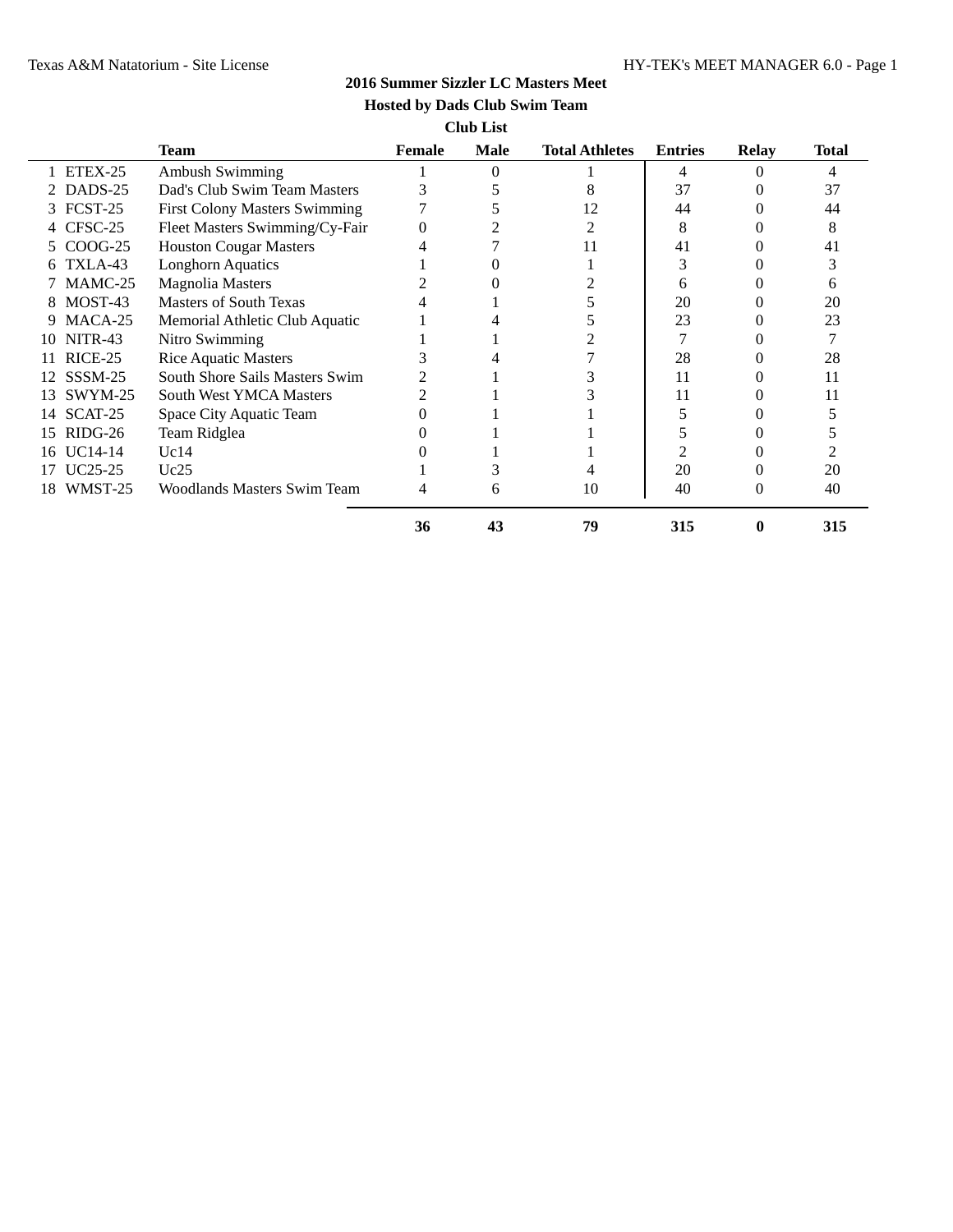**2016 Summer Sizzler LC Masters Meet**

**Hosted by Dads Club Swim Team**

**Club List**

| | | Team | Female | Male | Total Athletes | Entries | Relay | Total |
|---|---|---|---|---|---|---|---|---|
| 1 | ETEX-25 | Ambush Swimming | 1 | 0 | 1 | 4 | 0 | 4 |
| 2 | DADS-25 | Dad's Club Swim Team Masters | 3 | 5 | 8 | 37 | 0 | 37 |
| 3 | FCST-25 | First Colony Masters Swimming | 7 | 5 | 12 | 44 | 0 | 44 |
| 4 | CFSC-25 | Fleet Masters Swimming/Cy-Fair | 0 | 2 | 2 | 8 | 0 | 8 |
| 5 | COOG-25 | Houston Cougar Masters | 4 | 7 | 11 | 41 | 0 | 41 |
| 6 | TXLA-43 | Longhorn Aquatics | 1 | 0 | 1 | 3 | 0 | 3 |
| 7 | MAMC-25 | Magnolia Masters | 2 | 0 | 2 | 6 | 0 | 6 |
| 8 | MOST-43 | Masters of South Texas | 4 | 1 | 5 | 20 | 0 | 20 |
| 9 | MACA-25 | Memorial Athletic Club Aquatic | 1 | 4 | 5 | 23 | 0 | 23 |
| 10 | NITR-43 | Nitro Swimming | 1 | 1 | 2 | 7 | 0 | 7 |
| 11 | RICE-25 | Rice Aquatic Masters | 3 | 4 | 7 | 28 | 0 | 28 |
| 12 | SSSM-25 | South Shore Sails Masters Swim | 2 | 1 | 3 | 11 | 0 | 11 |
| 13 | SWYM-25 | South West YMCA Masters | 2 | 1 | 3 | 11 | 0 | 11 |
| 14 | SCAT-25 | Space City Aquatic Team | 0 | 1 | 1 | 5 | 0 | 5 |
| 15 | RIDG-26 | Team Ridglea | 0 | 1 | 1 | 5 | 0 | 5 |
| 16 | UC14-14 | Uc14 | 0 | 1 | 1 | 2 | 0 | 2 |
| 17 | UC25-25 | Uc25 | 1 | 3 | 4 | 20 | 0 | 20 |
| 18 | WMST-25 | Woodlands Masters Swim Team | 4 | 6 | 10 | 40 | 0 | 40 |
| | | | **36** | **43** | **79** | **315** | **0** | **315** |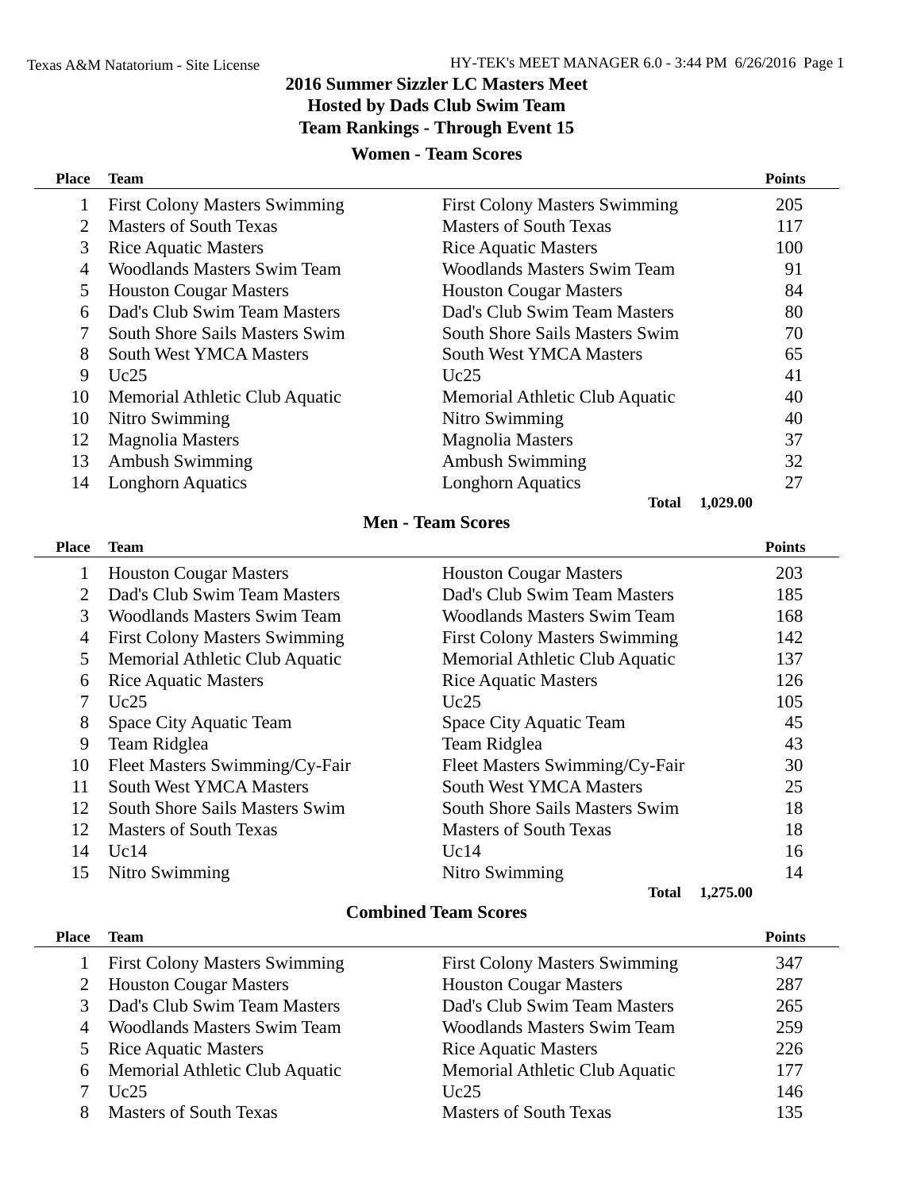# 2016 Summer Sizzler LC Masters Meet
## Hosted by Dads Club Swim Team
## Team Rankings - Through Event 15

### Women - Team Scores

| Place | Team | | Points |
|---|---|---|---|
| 1 | First Colony Masters Swimming | First Colony Masters Swimming | 205 |
| 2 | Masters of South Texas | Masters of South Texas | 117 |
| 3 | Rice Aquatic Masters | Rice Aquatic Masters | 100 |
| 4 | Woodlands Masters Swim Team | Woodlands Masters Swim Team | 91 |
| 5 | Houston Cougar Masters | Houston Cougar Masters | 84 |
| 6 | Dad's Club Swim Team Masters | Dad's Club Swim Team Masters | 80 |
| 7 | South Shore Sails Masters Swim | South Shore Sails Masters Swim | 70 |
| 8 | South West YMCA Masters | South West YMCA Masters | 65 |
| 9 | Uc25 | Uc25 | 41 |
| 10 | Memorial Athletic Club Aquatic | Memorial Athletic Club Aquatic | 40 |
| 10 | Nitro Swimming | Nitro Swimming | 40 |
| 12 | Magnolia Masters | Magnolia Masters | 37 |
| 13 | Ambush Swimming | Ambush Swimming | 32 |
| 14 | Longhorn Aquatics | Longhorn Aquatics | 27 |
| | | **Total** | **1,029.00** |

### Men - Team Scores

| Place | Team | | Points |
|---|---|---|---|
| 1 | Houston Cougar Masters | Houston Cougar Masters | 203 |
| 2 | Dad's Club Swim Team Masters | Dad's Club Swim Team Masters | 185 |
| 3 | Woodlands Masters Swim Team | Woodlands Masters Swim Team | 168 |
| 4 | First Colony Masters Swimming | First Colony Masters Swimming | 142 |
| 5 | Memorial Athletic Club Aquatic | Memorial Athletic Club Aquatic | 137 |
| 6 | Rice Aquatic Masters | Rice Aquatic Masters | 126 |
| 7 | Uc25 | Uc25 | 105 |
| 8 | Space City Aquatic Team | Space City Aquatic Team | 45 |
| 9 | Team Ridglea | Team Ridglea | 43 |
| 10 | Fleet Masters Swimming/Cy-Fair | Fleet Masters Swimming/Cy-Fair | 30 |
| 11 | South West YMCA Masters | South West YMCA Masters | 25 |
| 12 | South Shore Sails Masters Swim | South Shore Sails Masters Swim | 18 |
| 12 | Masters of South Texas | Masters of South Texas | 18 |
| 14 | Uc14 | Uc14 | 16 |
| 15 | Nitro Swimming | Nitro Swimming | 14 |
| | | **Total** | **1,275.00** |

### Combined Team Scores

| Place | Team | | Points |
|---|---|---|---|
| 1 | First Colony Masters Swimming | First Colony Masters Swimming | 347 |
| 2 | Houston Cougar Masters | Houston Cougar Masters | 287 |
| 3 | Dad's Club Swim Team Masters | Dad's Club Swim Team Masters | 265 |
| 4 | Woodlands Masters Swim Team | Woodlands Masters Swim Team | 259 |
| 5 | Rice Aquatic Masters | Rice Aquatic Masters | 226 |
| 6 | Memorial Athletic Club Aquatic | Memorial Athletic Club Aquatic | 177 |
| 7 | Uc25 | Uc25 | 146 |
| 8 | Masters of South Texas | Masters of South Texas | 135 |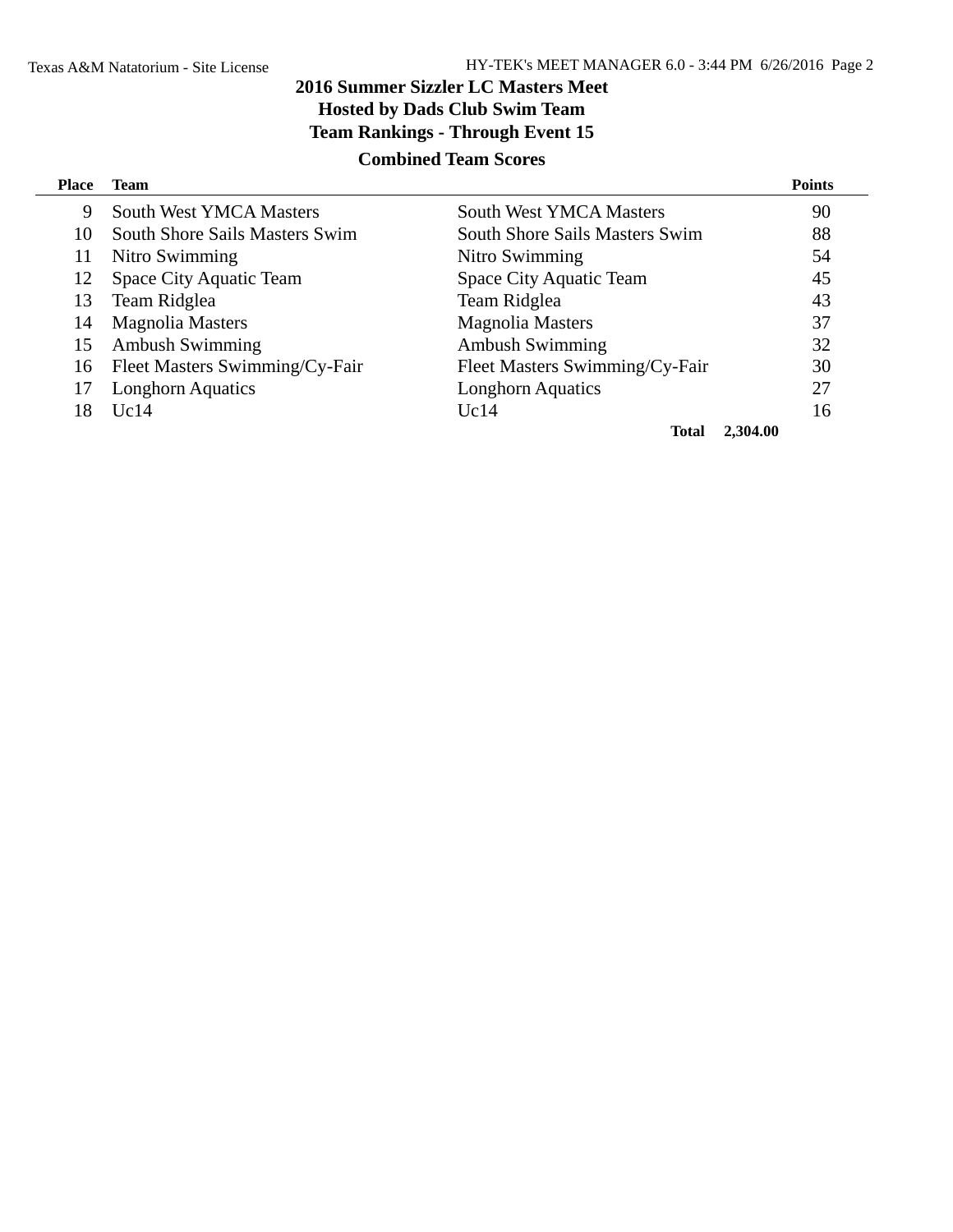# 2016 Summer Sizzler LC Masters Meet

## Hosted by Dads Club Swim Team

## Team Rankings - Through Event 15

### Combined Team Scores

| Place | Team | | Points |
|---|---|---|---|
| 9 | South West YMCA Masters | South West YMCA Masters | 90 |
| 10 | South Shore Sails Masters Swim | South Shore Sails Masters Swim | 88 |
| 11 | Nitro Swimming | Nitro Swimming | 54 |
| 12 | Space City Aquatic Team | Space City Aquatic Team | 45 |
| 13 | Team Ridglea | Team Ridglea | 43 |
| 14 | Magnolia Masters | Magnolia Masters | 37 |
| 15 | Ambush Swimming | Ambush Swimming | 32 |
| 16 | Fleet Masters Swimming/Cy-Fair | Fleet Masters Swimming/Cy-Fair | 30 |
| 17 | Longhorn Aquatics | Longhorn Aquatics | 27 |
| 18 | Uc14 | Uc14 | 16 |
| | | **Total** | **2,304.00** |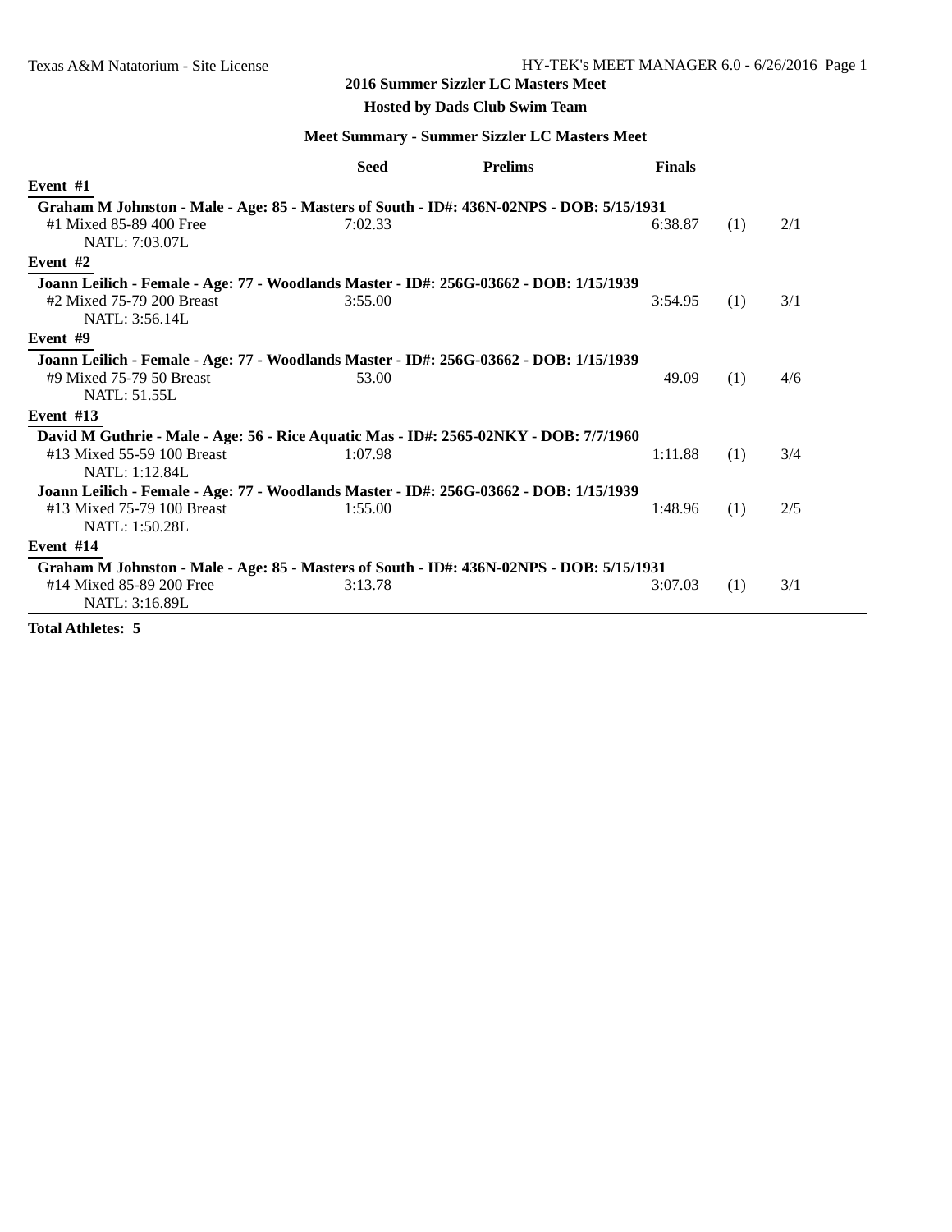## 2016 Summer Sizzler LC Masters Meet

### Hosted by Dads Club Swim Team

### Meet Summary - Summer Sizzler LC Masters Meet

| | Seed | Prelims | Finals | | |
|---|---|---|---|---|---|
| **Event #1** | | | | | |
| **Graham M Johnston - Male - Age: 85 - Masters of South - ID#: 436N-02NPS - DOB: 5/15/1931** | | | | | |
| #1 Mixed 85-89 400 Free | 7:02.33 | | 6:38.87 | (1) | 2/1 |
| NATL: 7:03.07L | | | | | |
| **Event #2** | | | | | |
| **Joann Leilich - Female - Age: 77 - Woodlands Master - ID#: 256G-03662 - DOB: 1/15/1939** | | | | | |
| #2 Mixed 75-79 200 Breast | 3:55.00 | | 3:54.95 | (1) | 3/1 |
| NATL: 3:56.14L | | | | | |
| **Event #9** | | | | | |
| **Joann Leilich - Female - Age: 77 - Woodlands Master - ID#: 256G-03662 - DOB: 1/15/1939** | | | | | |
| #9 Mixed 75-79 50 Breast | 53.00 | | 49.09 | (1) | 4/6 |
| NATL: 51.55L | | | | | |
| **Event #13** | | | | | |
| **David M Guthrie - Male - Age: 56 - Rice Aquatic Mas - ID#: 2565-02NKY - DOB: 7/7/1960** | | | | | |
| #13 Mixed 55-59 100 Breast | 1:07.98 | | 1:11.88 | (1) | 3/4 |
| NATL: 1:12.84L | | | | | |
| **Joann Leilich - Female - Age: 77 - Woodlands Master - ID#: 256G-03662 - DOB: 1/15/1939** | | | | | |
| #13 Mixed 75-79 100 Breast | 1:55.00 | | 1:48.96 | (1) | 2/5 |
| NATL: 1:50.28L | | | | | |
| **Event #14** | | | | | |
| **Graham M Johnston - Male - Age: 85 - Masters of South - ID#: 436N-02NPS - DOB: 5/15/1931** | | | | | |
| #14 Mixed 85-89 200 Free | 3:13.78 | | 3:07.03 | (1) | 3/1 |
| NATL: 3:16.89L | | | | | |

**Total Athletes: 5**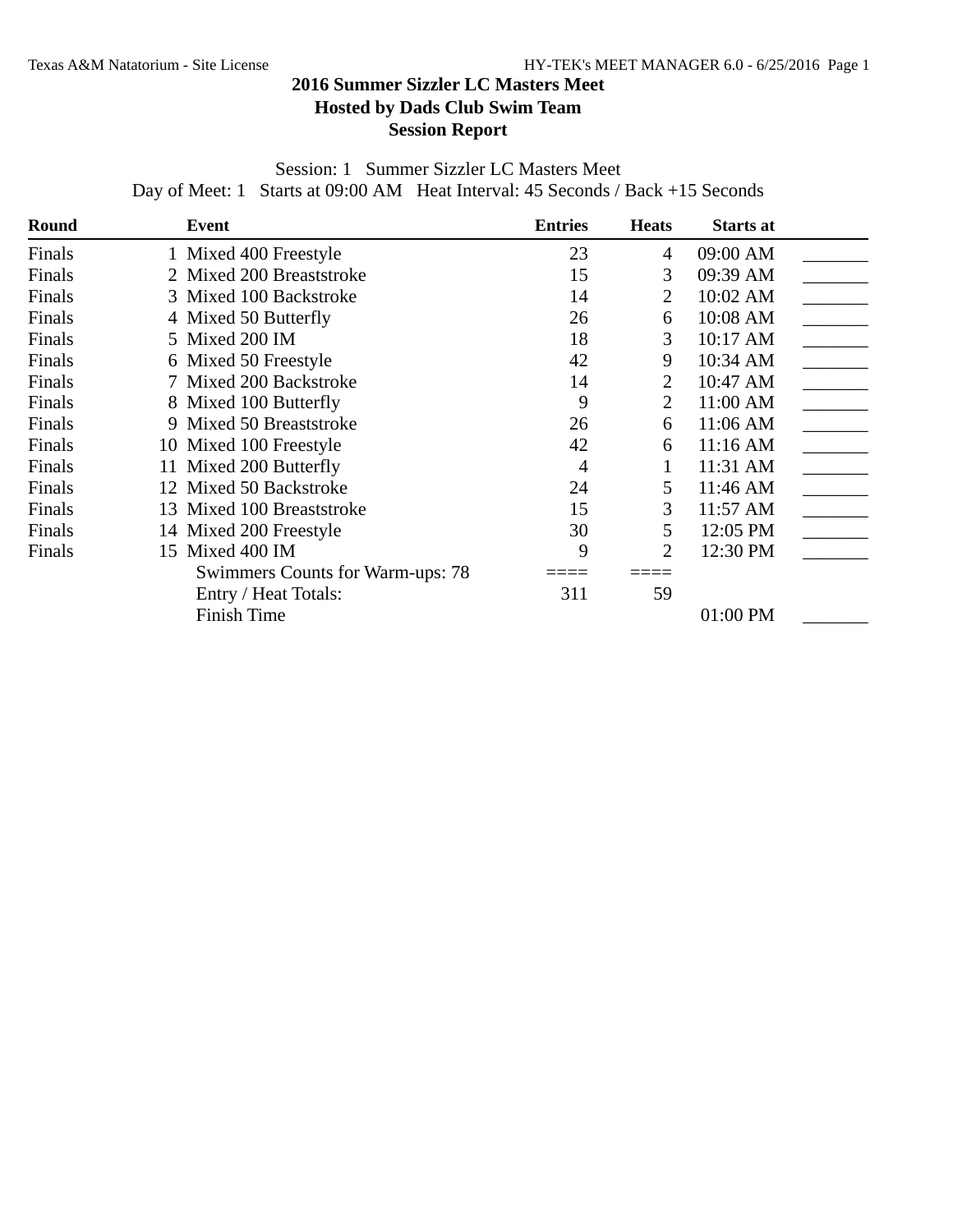# 2016 Summer Sizzler LC Masters Meet

## Hosted by Dads Club Swim Team

## Session Report

Session: 1   Summer Sizzler LC Masters Meet

Day of Meet: 1   Starts at 09:00 AM   Heat Interval: 45 Seconds / Back +15 Seconds

| Round | Event | Entries | Heats | Starts at | |
|---|---|---|---|---|---|
| Finals | 1 Mixed 400 Freestyle | 23 | 4 | 09:00 AM | _______ |
| Finals | 2 Mixed 200 Breaststroke | 15 | 3 | 09:39 AM | _______ |
| Finals | 3 Mixed 100 Backstroke | 14 | 2 | 10:02 AM | _______ |
| Finals | 4 Mixed 50 Butterfly | 26 | 6 | 10:08 AM | _______ |
| Finals | 5 Mixed 200 IM | 18 | 3 | 10:17 AM | _______ |
| Finals | 6 Mixed 50 Freestyle | 42 | 9 | 10:34 AM | _______ |
| Finals | 7 Mixed 200 Backstroke | 14 | 2 | 10:47 AM | _______ |
| Finals | 8 Mixed 100 Butterfly | 9 | 2 | 11:00 AM | _______ |
| Finals | 9 Mixed 50 Breaststroke | 26 | 6 | 11:06 AM | _______ |
| Finals | 10 Mixed 100 Freestyle | 42 | 6 | 11:16 AM | _______ |
| Finals | 11 Mixed 200 Butterfly | 4 | 1 | 11:31 AM | _______ |
| Finals | 12 Mixed 50 Backstroke | 24 | 5 | 11:46 AM | _______ |
| Finals | 13 Mixed 100 Breaststroke | 15 | 3 | 11:57 AM | _______ |
| Finals | 14 Mixed 200 Freestyle | 30 | 5 | 12:05 PM | _______ |
| Finals | 15 Mixed 400 IM | 9 | 2 | 12:30 PM | _______ |
| | Swimmers Counts for Warm-ups: 78 | ==== | ==== | | |
| | Entry / Heat Totals: | 311 | 59 | | |
| | Finish Time | | | 01:00 PM | _______ |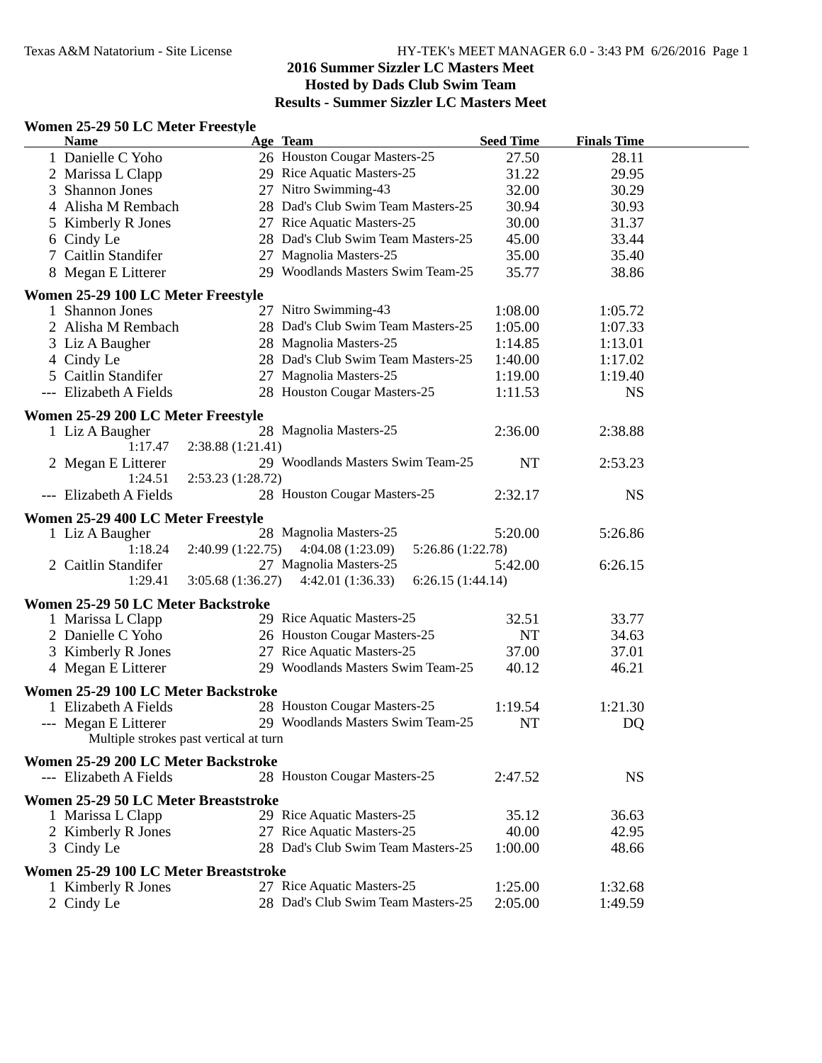# 2016 Summer Sizzler LC Masters Meet

## Hosted by Dads Club Swim Team

## Results - Summer Sizzler LC Masters Meet

### Women 25-29 50 LC Meter Freestyle

| | Name | Age | Team | Seed Time | Finals Time |
|---|---|---|---|---|---|
| 1 | Danielle C Yoho | 26 | Houston Cougar Masters-25 | 27.50 | 28.11 |
| 2 | Marissa L Clapp | 29 | Rice Aquatic Masters-25 | 31.22 | 29.95 |
| 3 | Shannon Jones | 27 | Nitro Swimming-43 | 32.00 | 30.29 |
| 4 | Alisha M Rembach | 28 | Dad's Club Swim Team Masters-25 | 30.94 | 30.93 |
| 5 | Kimberly R Jones | 27 | Rice Aquatic Masters-25 | 30.00 | 31.37 |
| 6 | Cindy Le | 28 | Dad's Club Swim Team Masters-25 | 45.00 | 33.44 |
| 7 | Caitlin Standifer | 27 | Magnolia Masters-25 | 35.00 | 35.40 |
| 8 | Megan E Litterer | 29 | Woodlands Masters Swim Team-25 | 35.77 | 38.86 |

### Women 25-29 100 LC Meter Freestyle

| | Name | Age | Team | Seed Time | Finals Time |
|---|---|---|---|---|---|
| 1 | Shannon Jones | 27 | Nitro Swimming-43 | 1:08.00 | 1:05.72 |
| 2 | Alisha M Rembach | 28 | Dad's Club Swim Team Masters-25 | 1:05.00 | 1:07.33 |
| 3 | Liz A Baugher | 28 | Magnolia Masters-25 | 1:14.85 | 1:13.01 |
| 4 | Cindy Le | 28 | Dad's Club Swim Team Masters-25 | 1:40.00 | 1:17.02 |
| 5 | Caitlin Standifer | 27 | Magnolia Masters-25 | 1:19.00 | 1:19.40 |
| --- | Elizabeth A Fields | 28 | Houston Cougar Masters-25 | 1:11.53 | NS |

### Women 25-29 200 LC Meter Freestyle

| | Name | Age | Team | Seed Time | Finals Time |
|---|---|---|---|---|---|
| 1 | Liz A Baugher | 28 | Magnolia Masters-25 | 2:36.00 | 2:38.88 |
| | 1:17.47 &nbsp; 2:38.88 (1:21.41) | | | | |
| 2 | Megan E Litterer | 29 | Woodlands Masters Swim Team-25 | NT | 2:53.23 |
| | 1:24.51 &nbsp; 2:53.23 (1:28.72) | | | | |
| --- | Elizabeth A Fields | 28 | Houston Cougar Masters-25 | 2:32.17 | NS |

### Women 25-29 400 LC Meter Freestyle

| | Name | Age | Team | Seed Time | Finals Time |
|---|---|---|---|---|---|
| 1 | Liz A Baugher | 28 | Magnolia Masters-25 | 5:20.00 | 5:26.86 |
| | 1:18.24 &nbsp; 2:40.99 (1:22.75) &nbsp; 4:04.08 (1:23.09) &nbsp; 5:26.86 (1:22.78) | | | | |
| 2 | Caitlin Standifer | 27 | Magnolia Masters-25 | 5:42.00 | 6:26.15 |
| | 1:29.41 &nbsp; 3:05.68 (1:36.27) &nbsp; 4:42.01 (1:36.33) &nbsp; 6:26.15 (1:44.14) | | | | |

### Women 25-29 50 LC Meter Backstroke

| | Name | Age | Team | Seed Time | Finals Time |
|---|---|---|---|---|---|
| 1 | Marissa L Clapp | 29 | Rice Aquatic Masters-25 | 32.51 | 33.77 |
| 2 | Danielle C Yoho | 26 | Houston Cougar Masters-25 | NT | 34.63 |
| 3 | Kimberly R Jones | 27 | Rice Aquatic Masters-25 | 37.00 | 37.01 |
| 4 | Megan E Litterer | 29 | Woodlands Masters Swim Team-25 | 40.12 | 46.21 |

### Women 25-29 100 LC Meter Backstroke

| | Name | Age | Team | Seed Time | Finals Time |
|---|---|---|---|---|---|
| 1 | Elizabeth A Fields | 28 | Houston Cougar Masters-25 | 1:19.54 | 1:21.30 |
| --- | Megan E Litterer | 29 | Woodlands Masters Swim Team-25 | NT | DQ |
| | Multiple strokes past vertical at turn | | | | |

### Women 25-29 200 LC Meter Backstroke

| | Name | Age | Team | Seed Time | Finals Time |
|---|---|---|---|---|---|
| --- | Elizabeth A Fields | 28 | Houston Cougar Masters-25 | 2:47.52 | NS |

### Women 25-29 50 LC Meter Breaststroke

| | Name | Age | Team | Seed Time | Finals Time |
|---|---|---|---|---|---|
| 1 | Marissa L Clapp | 29 | Rice Aquatic Masters-25 | 35.12 | 36.63 |
| 2 | Kimberly R Jones | 27 | Rice Aquatic Masters-25 | 40.00 | 42.95 |
| 3 | Cindy Le | 28 | Dad's Club Swim Team Masters-25 | 1:00.00 | 48.66 |

### Women 25-29 100 LC Meter Breaststroke

| | Name | Age | Team | Seed Time | Finals Time |
|---|---|---|---|---|---|
| 1 | Kimberly R Jones | 27 | Rice Aquatic Masters-25 | 1:25.00 | 1:32.68 |
| 2 | Cindy Le | 28 | Dad's Club Swim Team Masters-25 | 2:05.00 | 1:49.59 |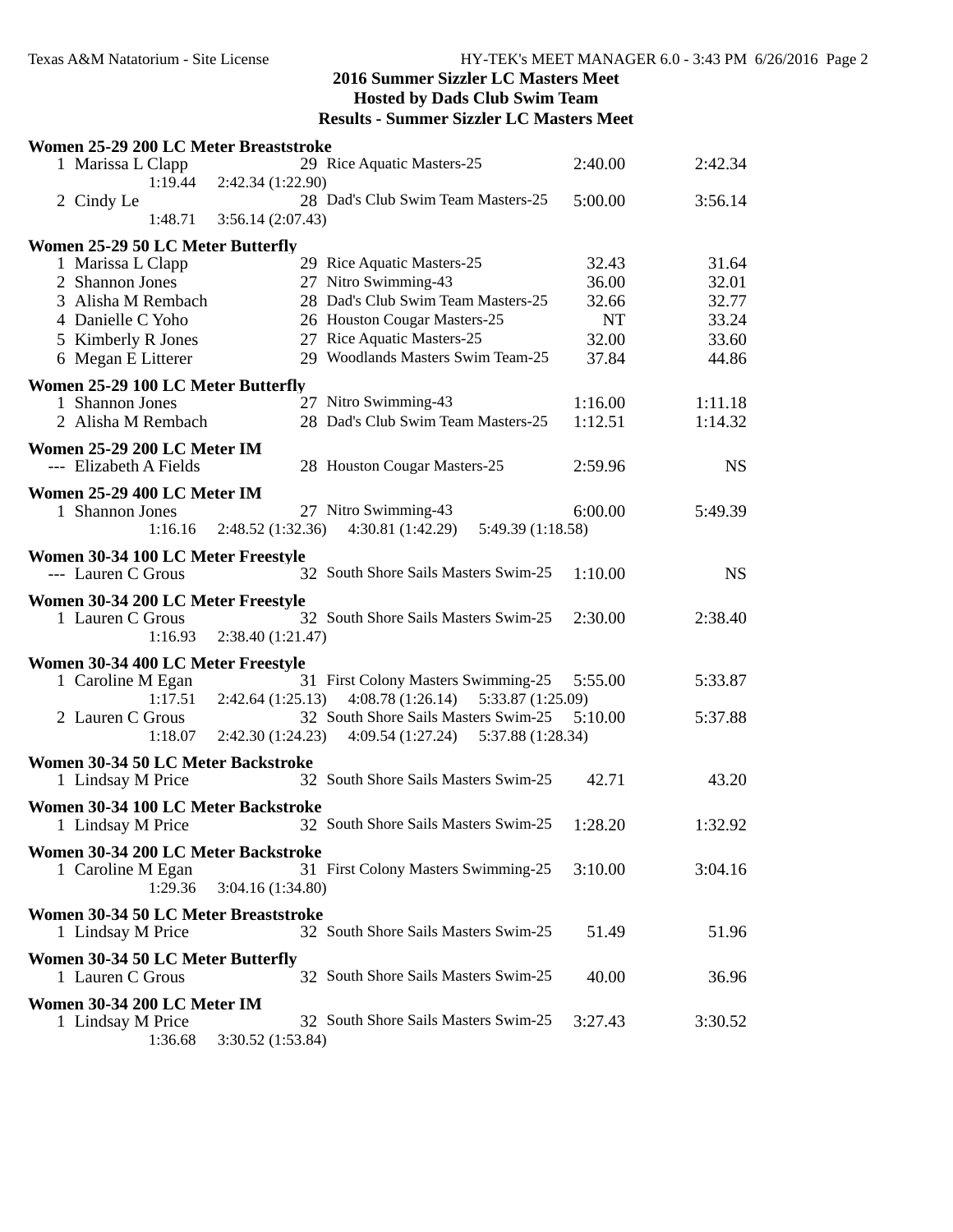## 2016 Summer Sizzler LC Masters Meet
## Hosted by Dads Club Swim Team
## Results - Summer Sizzler LC Masters Meet

**Women 25-29 200 LC Meter Breaststroke**

| Place | Name | Age | Team | Seed Time | Finals Time |
|---|---|---|---|---|---|
| 1 | Marissa L Clapp | 29 | Rice Aquatic Masters-25 | 2:40.00 | 2:42.34 |
| | 1:19.44 | | 2:42.34 (1:22.90) | | |
| 2 | Cindy Le | 28 | Dad's Club Swim Team Masters-25 | 5:00.00 | 3:56.14 |
| | 1:48.71 | | 3:56.14 (2:07.43) | | |

**Women 25-29 50 LC Meter Butterfly**

| Place | Name | Age | Team | Seed Time | Finals Time |
|---|---|---|---|---|---|
| 1 | Marissa L Clapp | 29 | Rice Aquatic Masters-25 | 32.43 | 31.64 |
| 2 | Shannon Jones | 27 | Nitro Swimming-43 | 36.00 | 32.01 |
| 3 | Alisha M Rembach | 28 | Dad's Club Swim Team Masters-25 | 32.66 | 32.77 |
| 4 | Danielle C Yoho | 26 | Houston Cougar Masters-25 | NT | 33.24 |
| 5 | Kimberly R Jones | 27 | Rice Aquatic Masters-25 | 32.00 | 33.60 |
| 6 | Megan E Litterer | 29 | Woodlands Masters Swim Team-25 | 37.84 | 44.86 |

**Women 25-29 100 LC Meter Butterfly**

| Place | Name | Age | Team | Seed Time | Finals Time |
|---|---|---|---|---|---|
| 1 | Shannon Jones | 27 | Nitro Swimming-43 | 1:16.00 | 1:11.18 |
| 2 | Alisha M Rembach | 28 | Dad's Club Swim Team Masters-25 | 1:12.51 | 1:14.32 |

**Women 25-29 200 LC Meter IM**

| Place | Name | Age | Team | Seed Time | Finals Time |
|---|---|---|---|---|---|
| --- | Elizabeth A Fields | 28 | Houston Cougar Masters-25 | 2:59.96 | NS |

**Women 25-29 400 LC Meter IM**

| Place | Name | Age | Team | Seed Time | Finals Time |
|---|---|---|---|---|---|
| 1 | Shannon Jones | 27 | Nitro Swimming-43 | 6:00.00 | 5:49.39 |
| | 1:16.16 | | 2:48.52 (1:32.36) 4:30.81 (1:42.29) 5:49.39 (1:18.58) | | |

**Women 30-34 100 LC Meter Freestyle**

| Place | Name | Age | Team | Seed Time | Finals Time |
|---|---|---|---|---|---|
| --- | Lauren C Grous | 32 | South Shore Sails Masters Swim-25 | 1:10.00 | NS |

**Women 30-34 200 LC Meter Freestyle**

| Place | Name | Age | Team | Seed Time | Finals Time |
|---|---|---|---|---|---|
| 1 | Lauren C Grous | 32 | South Shore Sails Masters Swim-25 | 2:30.00 | 2:38.40 |
| | 1:16.93 | | 2:38.40 (1:21.47) | | |

**Women 30-34 400 LC Meter Freestyle**

| Place | Name | Age | Team | Seed Time | Finals Time |
|---|---|---|---|---|---|
| 1 | Caroline M Egan | 31 | First Colony Masters Swimming-25 | 5:55.00 | 5:33.87 |
| | 1:17.51 | | 2:42.64 (1:25.13) 4:08.78 (1:26.14) 5:33.87 (1:25.09) | | |
| 2 | Lauren C Grous | 32 | South Shore Sails Masters Swim-25 | 5:10.00 | 5:37.88 |
| | 1:18.07 | | 2:42.30 (1:24.23) 4:09.54 (1:27.24) 5:37.88 (1:28.34) | | |

**Women 30-34 50 LC Meter Backstroke**

| Place | Name | Age | Team | Seed Time | Finals Time |
|---|---|---|---|---|---|
| 1 | Lindsay M Price | 32 | South Shore Sails Masters Swim-25 | 42.71 | 43.20 |

**Women 30-34 100 LC Meter Backstroke**

| Place | Name | Age | Team | Seed Time | Finals Time |
|---|---|---|---|---|---|
| 1 | Lindsay M Price | 32 | South Shore Sails Masters Swim-25 | 1:28.20 | 1:32.92 |

**Women 30-34 200 LC Meter Backstroke**

| Place | Name | Age | Team | Seed Time | Finals Time |
|---|---|---|---|---|---|
| 1 | Caroline M Egan | 31 | First Colony Masters Swimming-25 | 3:10.00 | 3:04.16 |
| | 1:29.36 | | 3:04.16 (1:34.80) | | |

**Women 30-34 50 LC Meter Breaststroke**

| Place | Name | Age | Team | Seed Time | Finals Time |
|---|---|---|---|---|---|
| 1 | Lindsay M Price | 32 | South Shore Sails Masters Swim-25 | 51.49 | 51.96 |

**Women 30-34 50 LC Meter Butterfly**

| Place | Name | Age | Team | Seed Time | Finals Time |
|---|---|---|---|---|---|
| 1 | Lauren C Grous | 32 | South Shore Sails Masters Swim-25 | 40.00 | 36.96 |

**Women 30-34 200 LC Meter IM**

| Place | Name | Age | Team | Seed Time | Finals Time |
|---|---|---|---|---|---|
| 1 | Lindsay M Price | 32 | South Shore Sails Masters Swim-25 | 3:27.43 | 3:30.52 |
| | 1:36.68 | | 3:30.52 (1:53.84) | | |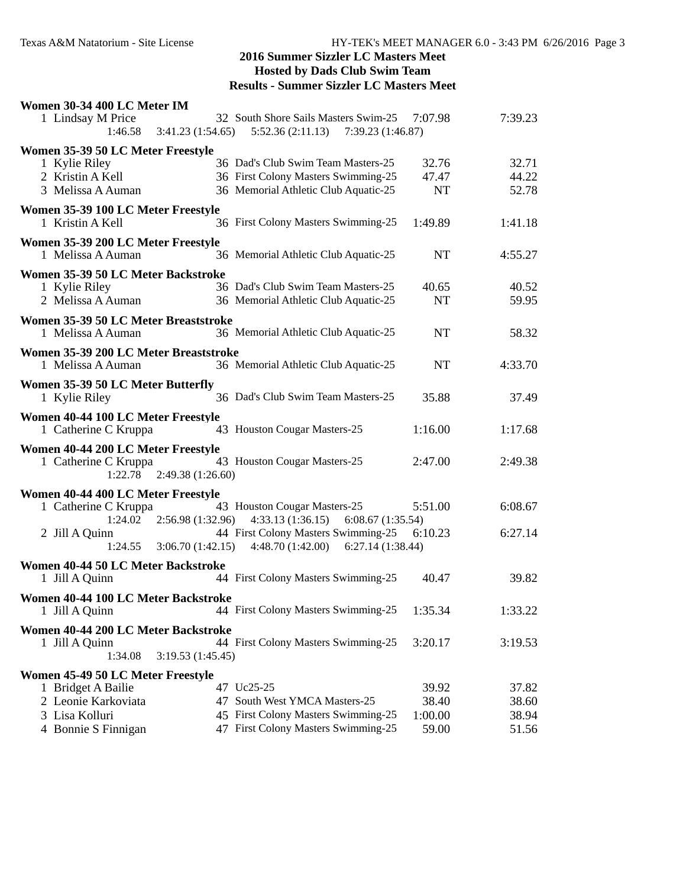## 2016 Summer Sizzler LC Masters Meet
### Hosted by Dads Club Swim Team
### Results - Summer Sizzler LC Masters Meet

**Women 30-34 400 LC Meter IM**

| Place | Name | Age | Team | Seed Time | Finals Time |
|---|---|---|---|---|---|
| 1 | Lindsay M Price | 32 | South Shore Sails Masters Swim-25 | 7:07.98 | 7:39.23 |

1:46.58   3:41.23 (1:54.65)   5:52.36 (2:11.13)   7:39.23 (1:46.87)

**Women 35-39 50 LC Meter Freestyle**

| Place | Name | Age | Team | Seed Time | Finals Time |
|---|---|---|---|---|---|
| 1 | Kylie Riley | 36 | Dad's Club Swim Team Masters-25 | 32.76 | 32.71 |
| 2 | Kristin A Kell | 36 | First Colony Masters Swimming-25 | 47.47 | 44.22 |
| 3 | Melissa A Auman | 36 | Memorial Athletic Club Aquatic-25 | NT | 52.78 |

**Women 35-39 100 LC Meter Freestyle**

| Place | Name | Age | Team | Seed Time | Finals Time |
|---|---|---|---|---|---|
| 1 | Kristin A Kell | 36 | First Colony Masters Swimming-25 | 1:49.89 | 1:41.18 |

**Women 35-39 200 LC Meter Freestyle**

| Place | Name | Age | Team | Seed Time | Finals Time |
|---|---|---|---|---|---|
| 1 | Melissa A Auman | 36 | Memorial Athletic Club Aquatic-25 | NT | 4:55.27 |

**Women 35-39 50 LC Meter Backstroke**

| Place | Name | Age | Team | Seed Time | Finals Time |
|---|---|---|---|---|---|
| 1 | Kylie Riley | 36 | Dad's Club Swim Team Masters-25 | 40.65 | 40.52 |
| 2 | Melissa A Auman | 36 | Memorial Athletic Club Aquatic-25 | NT | 59.95 |

**Women 35-39 50 LC Meter Breaststroke**

| Place | Name | Age | Team | Seed Time | Finals Time |
|---|---|---|---|---|---|
| 1 | Melissa A Auman | 36 | Memorial Athletic Club Aquatic-25 | NT | 58.32 |

**Women 35-39 200 LC Meter Breaststroke**

| Place | Name | Age | Team | Seed Time | Finals Time |
|---|---|---|---|---|---|
| 1 | Melissa A Auman | 36 | Memorial Athletic Club Aquatic-25 | NT | 4:33.70 |

**Women 35-39 50 LC Meter Butterfly**

| Place | Name | Age | Team | Seed Time | Finals Time |
|---|---|---|---|---|---|
| 1 | Kylie Riley | 36 | Dad's Club Swim Team Masters-25 | 35.88 | 37.49 |

**Women 40-44 100 LC Meter Freestyle**

| Place | Name | Age | Team | Seed Time | Finals Time |
|---|---|---|---|---|---|
| 1 | Catherine C Kruppa | 43 | Houston Cougar Masters-25 | 1:16.00 | 1:17.68 |

**Women 40-44 200 LC Meter Freestyle**

| Place | Name | Age | Team | Seed Time | Finals Time |
|---|---|---|---|---|---|
| 1 | Catherine C Kruppa | 43 | Houston Cougar Masters-25 | 2:47.00 | 2:49.38 |

1:22.78   2:49.38 (1:26.60)

**Women 40-44 400 LC Meter Freestyle**

| Place | Name | Age | Team | Seed Time | Finals Time |
|---|---|---|---|---|---|
| 1 | Catherine C Kruppa | 43 | Houston Cougar Masters-25 | 5:51.00 | 6:08.67 |
| | 1:24.02 | | 2:56.98 (1:32.96)   4:33.13 (1:36.15)   6:08.67 (1:35.54) | | |
| 2 | Jill A Quinn | 44 | First Colony Masters Swimming-25 | 6:10.23 | 6:27.14 |
| | 1:24.55 | | 3:06.70 (1:42.15)   4:48.70 (1:42.00)   6:27.14 (1:38.44) | | |

**Women 40-44 50 LC Meter Backstroke**

| Place | Name | Age | Team | Seed Time | Finals Time |
|---|---|---|---|---|---|
| 1 | Jill A Quinn | 44 | First Colony Masters Swimming-25 | 40.47 | 39.82 |

**Women 40-44 100 LC Meter Backstroke**

| Place | Name | Age | Team | Seed Time | Finals Time |
|---|---|---|---|---|---|
| 1 | Jill A Quinn | 44 | First Colony Masters Swimming-25 | 1:35.34 | 1:33.22 |

**Women 40-44 200 LC Meter Backstroke**

| Place | Name | Age | Team | Seed Time | Finals Time |
|---|---|---|---|---|---|
| 1 | Jill A Quinn | 44 | First Colony Masters Swimming-25 | 3:20.17 | 3:19.53 |

1:34.08   3:19.53 (1:45.45)

**Women 45-49 50 LC Meter Freestyle**

| Place | Name | Age | Team | Seed Time | Finals Time |
|---|---|---|---|---|---|
| 1 | Bridget A Bailie | 47 | Uc25-25 | 39.92 | 37.82 |
| 2 | Leonie Karkoviata | 47 | South West YMCA Masters-25 | 38.40 | 38.60 |
| 3 | Lisa Kolluri | 45 | First Colony Masters Swimming-25 | 1:00.00 | 38.94 |
| 4 | Bonnie S Finnigan | 47 | First Colony Masters Swimming-25 | 59.00 | 51.56 |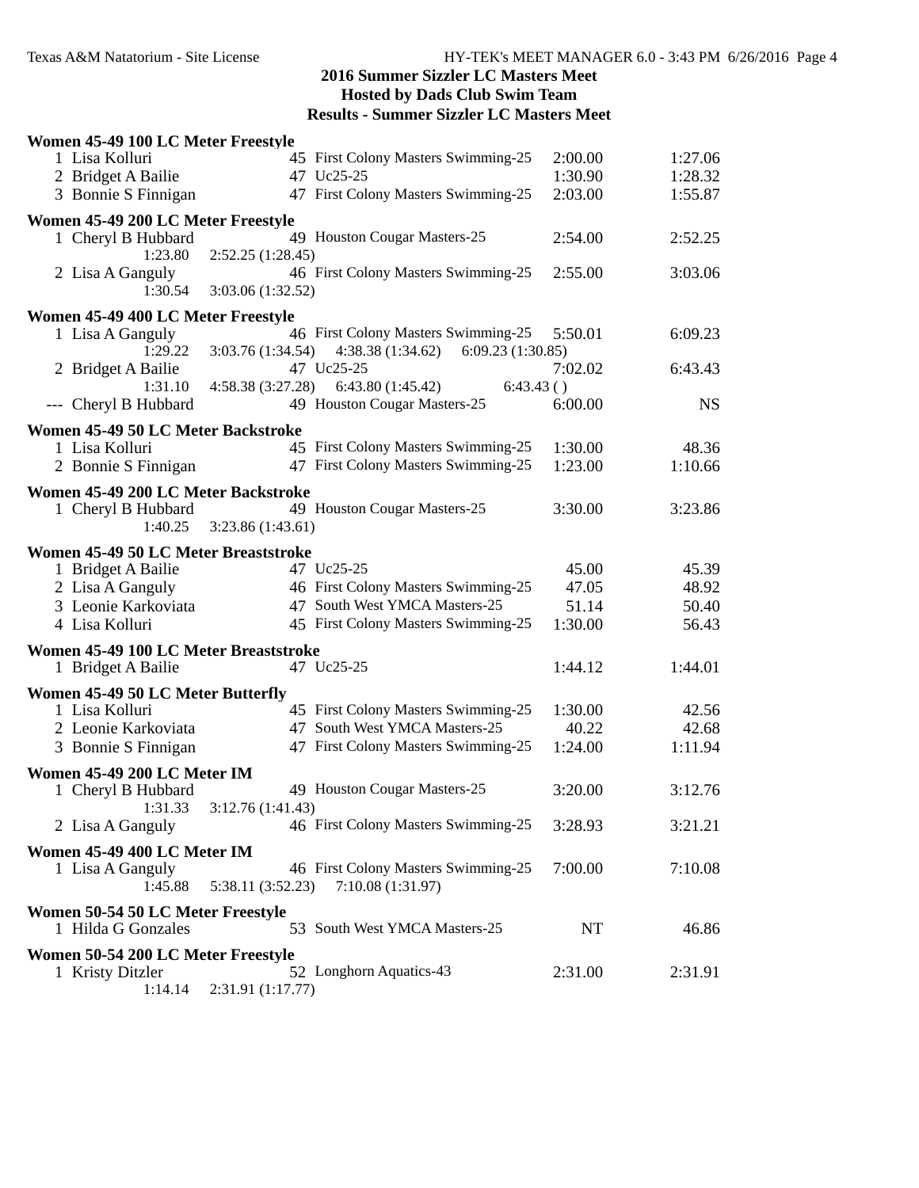## 2016 Summer Sizzler LC Masters Meet
## Hosted by Dads Club Swim Team
## Results - Summer Sizzler LC Masters Meet

**Women 45-49 100 LC Meter Freestyle**

| Place | Name | Age | Team | Seed Time | Finals Time |
|---|---|---|---|---|---|
| 1 | Lisa Kolluri | 45 | First Colony Masters Swimming-25 | 2:00.00 | 1:27.06 |
| 2 | Bridget A Bailie | 47 | Uc25-25 | 1:30.90 | 1:28.32 |
| 3 | Bonnie S Finnigan | 47 | First Colony Masters Swimming-25 | 2:03.00 | 1:55.87 |

**Women 45-49 200 LC Meter Freestyle**

| Place | Name | Age | Team | Seed Time | Finals Time |
|---|---|---|---|---|---|
| 1 | Cheryl B Hubbard | 49 | Houston Cougar Masters-25 | 2:54.00 | 2:52.25 |
| | 1:23.80 | 2:52.25 (1:28.45) | | | |
| 2 | Lisa A Ganguly | 46 | First Colony Masters Swimming-25 | 2:55.00 | 3:03.06 |
| | 1:30.54 | 3:03.06 (1:32.52) | | | |

**Women 45-49 400 LC Meter Freestyle**

| Place | Name | Age | Team | Seed Time | Finals Time |
|---|---|---|---|---|---|
| 1 | Lisa A Ganguly | 46 | First Colony Masters Swimming-25 | 5:50.01 | 6:09.23 |
| | 1:29.22 | 3:03.76 (1:34.54) | 4:38.38 (1:34.62) | 6:09.23 (1:30.85) | |
| 2 | Bridget A Bailie | 47 | Uc25-25 | 7:02.02 | 6:43.43 |
| | 1:31.10 | 4:58.38 (3:27.28) | 6:43.80 (1:45.42) | 6:43.43 ( ) | |
| --- | Cheryl B Hubbard | 49 | Houston Cougar Masters-25 | 6:00.00 | NS |

**Women 45-49 50 LC Meter Backstroke**

| Place | Name | Age | Team | Seed Time | Finals Time |
|---|---|---|---|---|---|
| 1 | Lisa Kolluri | 45 | First Colony Masters Swimming-25 | 1:30.00 | 48.36 |
| 2 | Bonnie S Finnigan | 47 | First Colony Masters Swimming-25 | 1:23.00 | 1:10.66 |

**Women 45-49 200 LC Meter Backstroke**

| Place | Name | Age | Team | Seed Time | Finals Time |
|---|---|---|---|---|---|
| 1 | Cheryl B Hubbard | 49 | Houston Cougar Masters-25 | 3:30.00 | 3:23.86 |
| | 1:40.25 | 3:23.86 (1:43.61) | | | |

**Women 45-49 50 LC Meter Breaststroke**

| Place | Name | Age | Team | Seed Time | Finals Time |
|---|---|---|---|---|---|
| 1 | Bridget A Bailie | 47 | Uc25-25 | 45.00 | 45.39 |
| 2 | Lisa A Ganguly | 46 | First Colony Masters Swimming-25 | 47.05 | 48.92 |
| 3 | Leonie Karkoviata | 47 | South West YMCA Masters-25 | 51.14 | 50.40 |
| 4 | Lisa Kolluri | 45 | First Colony Masters Swimming-25 | 1:30.00 | 56.43 |

**Women 45-49 100 LC Meter Breaststroke**

| Place | Name | Age | Team | Seed Time | Finals Time |
|---|---|---|---|---|---|
| 1 | Bridget A Bailie | 47 | Uc25-25 | 1:44.12 | 1:44.01 |

**Women 45-49 50 LC Meter Butterfly**

| Place | Name | Age | Team | Seed Time | Finals Time |
|---|---|---|---|---|---|
| 1 | Lisa Kolluri | 45 | First Colony Masters Swimming-25 | 1:30.00 | 42.56 |
| 2 | Leonie Karkoviata | 47 | South West YMCA Masters-25 | 40.22 | 42.68 |
| 3 | Bonnie S Finnigan | 47 | First Colony Masters Swimming-25 | 1:24.00 | 1:11.94 |

**Women 45-49 200 LC Meter IM**

| Place | Name | Age | Team | Seed Time | Finals Time |
|---|---|---|---|---|---|
| 1 | Cheryl B Hubbard | 49 | Houston Cougar Masters-25 | 3:20.00 | 3:12.76 |
| | 1:31.33 | 3:12.76 (1:41.43) | | | |
| 2 | Lisa A Ganguly | 46 | First Colony Masters Swimming-25 | 3:28.93 | 3:21.21 |

**Women 45-49 400 LC Meter IM**

| Place | Name | Age | Team | Seed Time | Finals Time |
|---|---|---|---|---|---|
| 1 | Lisa A Ganguly | 46 | First Colony Masters Swimming-25 | 7:00.00 | 7:10.08 |
| | 1:45.88 | 5:38.11 (3:52.23) | 7:10.08 (1:31.97) | | |

**Women 50-54 50 LC Meter Freestyle**

| Place | Name | Age | Team | Seed Time | Finals Time |
|---|---|---|---|---|---|
| 1 | Hilda G Gonzales | 53 | South West YMCA Masters-25 | NT | 46.86 |

**Women 50-54 200 LC Meter Freestyle**

| Place | Name | Age | Team | Seed Time | Finals Time |
|---|---|---|---|---|---|
| 1 | Kristy Ditzler | 52 | Longhorn Aquatics-43 | 2:31.00 | 2:31.91 |
| | 1:14.14 | 2:31.91 (1:17.77) | | | |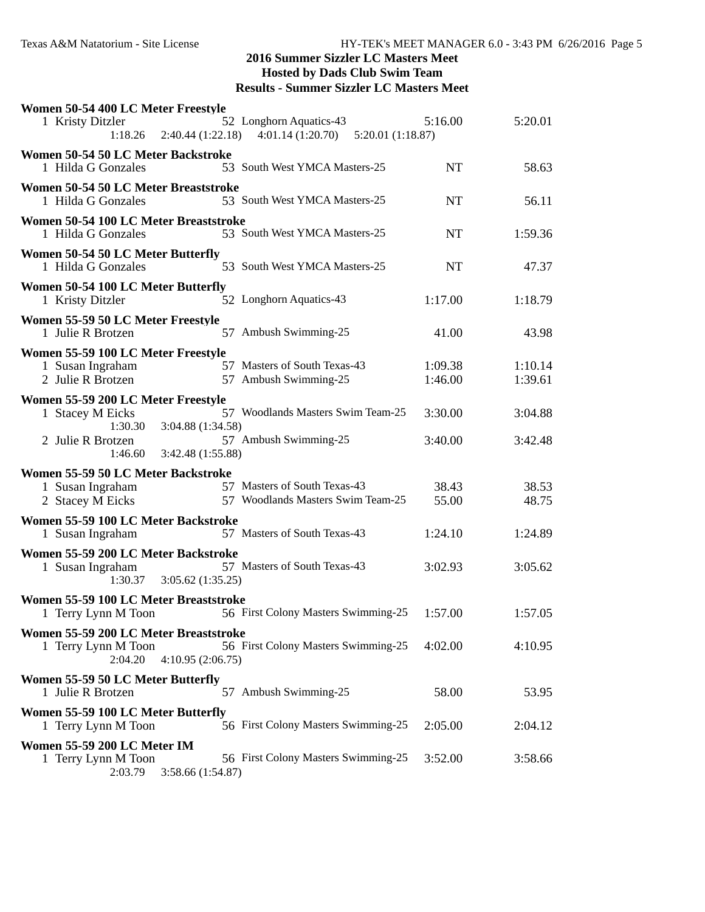## 2016 Summer Sizzler LC Masters Meet
## Hosted by Dads Club Swim Team
## Results - Summer Sizzler LC Masters Meet

**Women 50-54 400 LC Meter Freestyle**

| | Name | Age | Team | Seed Time | Finals Time |
|---|---|---|---|---|---|
| 1 | Kristy Ditzler | 52 | Longhorn Aquatics-43 | 5:16.00 | 5:20.01 |

1:18.26 2:40.44 (1:22.18) 4:01.14 (1:20.70) 5:20.01 (1:18.87)

**Women 50-54 50 LC Meter Backstroke**

| | Name | Age | Team | Seed Time | Finals Time |
|---|---|---|---|---|---|
| 1 | Hilda G Gonzales | 53 | South West YMCA Masters-25 | NT | 58.63 |

**Women 50-54 50 LC Meter Breaststroke**

| | Name | Age | Team | Seed Time | Finals Time |
|---|---|---|---|---|---|
| 1 | Hilda G Gonzales | 53 | South West YMCA Masters-25 | NT | 56.11 |

**Women 50-54 100 LC Meter Breaststroke**

| | Name | Age | Team | Seed Time | Finals Time |
|---|---|---|---|---|---|
| 1 | Hilda G Gonzales | 53 | South West YMCA Masters-25 | NT | 1:59.36 |

**Women 50-54 50 LC Meter Butterfly**

| | Name | Age | Team | Seed Time | Finals Time |
|---|---|---|---|---|---|
| 1 | Hilda G Gonzales | 53 | South West YMCA Masters-25 | NT | 47.37 |

**Women 50-54 100 LC Meter Butterfly**

| | Name | Age | Team | Seed Time | Finals Time |
|---|---|---|---|---|---|
| 1 | Kristy Ditzler | 52 | Longhorn Aquatics-43 | 1:17.00 | 1:18.79 |

**Women 55-59 50 LC Meter Freestyle**

| | Name | Age | Team | Seed Time | Finals Time |
|---|---|---|---|---|---|
| 1 | Julie R Brotzen | 57 | Ambush Swimming-25 | 41.00 | 43.98 |

**Women 55-59 100 LC Meter Freestyle**

| | Name | Age | Team | Seed Time | Finals Time |
|---|---|---|---|---|---|
| 1 | Susan Ingraham | 57 | Masters of South Texas-43 | 1:09.38 | 1:10.14 |
| 2 | Julie R Brotzen | 57 | Ambush Swimming-25 | 1:46.00 | 1:39.61 |

**Women 55-59 200 LC Meter Freestyle**

| | Name | Age | Team | Seed Time | Finals Time |
|---|---|---|---|---|---|
| 1 | Stacey M Eicks | 57 | Woodlands Masters Swim Team-25 | 3:30.00 | 3:04.88 |
| | 1:30.30 3:04.88 (1:34.58) | | | | |
| 2 | Julie R Brotzen | 57 | Ambush Swimming-25 | 3:40.00 | 3:42.48 |
| | 1:46.60 3:42.48 (1:55.88) | | | | |

**Women 55-59 50 LC Meter Backstroke**

| | Name | Age | Team | Seed Time | Finals Time |
|---|---|---|---|---|---|
| 1 | Susan Ingraham | 57 | Masters of South Texas-43 | 38.43 | 38.53 |
| 2 | Stacey M Eicks | 57 | Woodlands Masters Swim Team-25 | 55.00 | 48.75 |

**Women 55-59 100 LC Meter Backstroke**

| | Name | Age | Team | Seed Time | Finals Time |
|---|---|---|---|---|---|
| 1 | Susan Ingraham | 57 | Masters of South Texas-43 | 1:24.10 | 1:24.89 |

**Women 55-59 200 LC Meter Backstroke**

| | Name | Age | Team | Seed Time | Finals Time |
|---|---|---|---|---|---|
| 1 | Susan Ingraham | 57 | Masters of South Texas-43 | 3:02.93 | 3:05.62 |

1:30.37 3:05.62 (1:35.25)

**Women 55-59 100 LC Meter Breaststroke**

| | Name | Age | Team | Seed Time | Finals Time |
|---|---|---|---|---|---|
| 1 | Terry Lynn M Toon | 56 | First Colony Masters Swimming-25 | 1:57.00 | 1:57.05 |

**Women 55-59 200 LC Meter Breaststroke**

| | Name | Age | Team | Seed Time | Finals Time |
|---|---|---|---|---|---|
| 1 | Terry Lynn M Toon | 56 | First Colony Masters Swimming-25 | 4:02.00 | 4:10.95 |

2:04.20 4:10.95 (2:06.75)

**Women 55-59 50 LC Meter Butterfly**

| | Name | Age | Team | Seed Time | Finals Time |
|---|---|---|---|---|---|
| 1 | Julie R Brotzen | 57 | Ambush Swimming-25 | 58.00 | 53.95 |

**Women 55-59 100 LC Meter Butterfly**

| | Name | Age | Team | Seed Time | Finals Time |
|---|---|---|---|---|---|
| 1 | Terry Lynn M Toon | 56 | First Colony Masters Swimming-25 | 2:05.00 | 2:04.12 |

**Women 55-59 200 LC Meter IM**

| | Name | Age | Team | Seed Time | Finals Time |
|---|---|---|---|---|---|
| 1 | Terry Lynn M Toon | 56 | First Colony Masters Swimming-25 | 3:52.00 | 3:58.66 |

2:03.79 3:58.66 (1:54.87)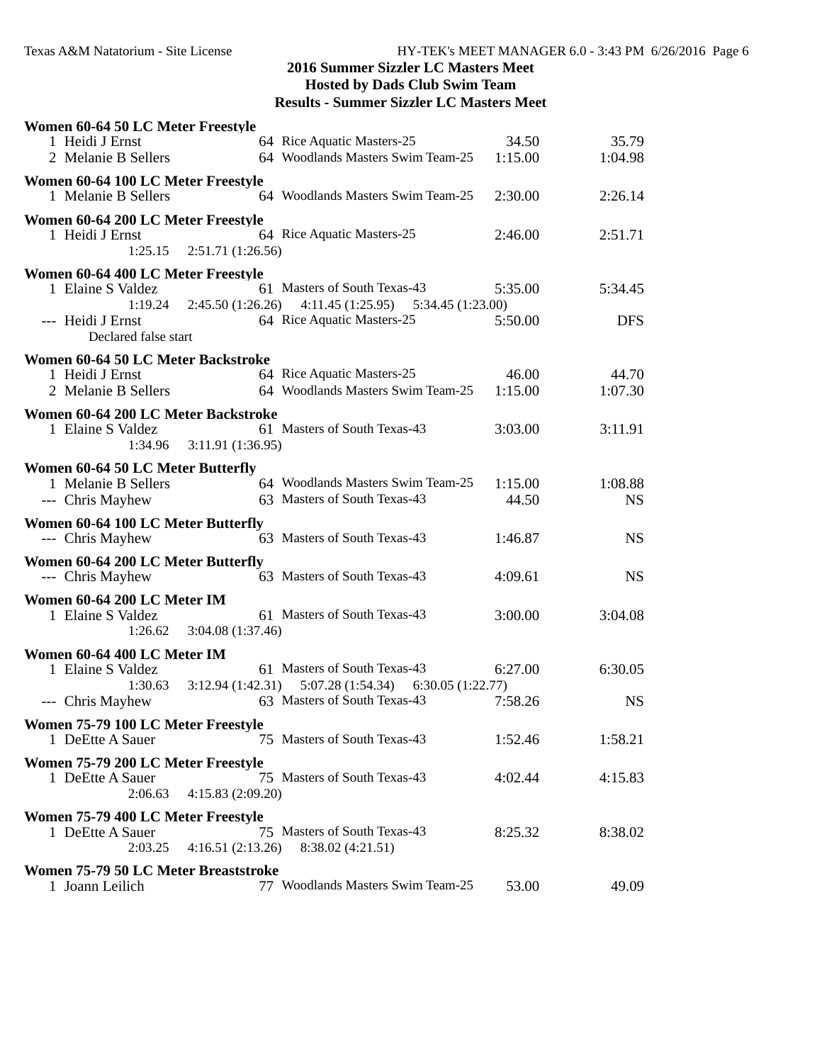**2016 Summer Sizzler LC Masters Meet**
**Hosted by Dads Club Swim Team**
**Results - Summer Sizzler LC Masters Meet**

**Women 60-64 50 LC Meter Freestyle**

| Place | Name | Age | Team | Seed Time | Finals Time |
|---|---|---|---|---|---|
| 1 | Heidi J Ernst | 64 | Rice Aquatic Masters-25 | 34.50 | 35.79 |
| 2 | Melanie B Sellers | 64 | Woodlands Masters Swim Team-25 | 1:15.00 | 1:04.98 |

**Women 60-64 100 LC Meter Freestyle**

| Place | Name | Age | Team | Seed Time | Finals Time |
|---|---|---|---|---|---|
| 1 | Melanie B Sellers | 64 | Woodlands Masters Swim Team-25 | 2:30.00 | 2:26.14 |

**Women 60-64 200 LC Meter Freestyle**

| Place | Name | Age | Team | Seed Time | Finals Time |
|---|---|---|---|---|---|
| 1 | Heidi J Ernst | 64 | Rice Aquatic Masters-25 | 2:46.00 | 2:51.71 |
| | 1:25.15 2:51.71 (1:26.56) | | | | |

**Women 60-64 400 LC Meter Freestyle**

| Place | Name | Age | Team | Seed Time | Finals Time |
|---|---|---|---|---|---|
| 1 | Elaine S Valdez | 61 | Masters of South Texas-43 | 5:35.00 | 5:34.45 |
| | 1:19.24 2:45.50 (1:26.26) 4:11.45 (1:25.95) 5:34.45 (1:23.00) | | | | |
| --- | Heidi J Ernst | 64 | Rice Aquatic Masters-25 | 5:50.00 | DFS |
| | Declared false start | | | | |

**Women 60-64 50 LC Meter Backstroke**

| Place | Name | Age | Team | Seed Time | Finals Time |
|---|---|---|---|---|---|
| 1 | Heidi J Ernst | 64 | Rice Aquatic Masters-25 | 46.00 | 44.70 |
| 2 | Melanie B Sellers | 64 | Woodlands Masters Swim Team-25 | 1:15.00 | 1:07.30 |

**Women 60-64 200 LC Meter Backstroke**

| Place | Name | Age | Team | Seed Time | Finals Time |
|---|---|---|---|---|---|
| 1 | Elaine S Valdez | 61 | Masters of South Texas-43 | 3:03.00 | 3:11.91 |
| | 1:34.96 3:11.91 (1:36.95) | | | | |

**Women 60-64 50 LC Meter Butterfly**

| Place | Name | Age | Team | Seed Time | Finals Time |
|---|---|---|---|---|---|
| 1 | Melanie B Sellers | 64 | Woodlands Masters Swim Team-25 | 1:15.00 | 1:08.88 |
| --- | Chris Mayhew | 63 | Masters of South Texas-43 | 44.50 | NS |

**Women 60-64 100 LC Meter Butterfly**

| Place | Name | Age | Team | Seed Time | Finals Time |
|---|---|---|---|---|---|
| --- | Chris Mayhew | 63 | Masters of South Texas-43 | 1:46.87 | NS |

**Women 60-64 200 LC Meter Butterfly**

| Place | Name | Age | Team | Seed Time | Finals Time |
|---|---|---|---|---|---|
| --- | Chris Mayhew | 63 | Masters of South Texas-43 | 4:09.61 | NS |

**Women 60-64 200 LC Meter IM**

| Place | Name | Age | Team | Seed Time | Finals Time |
|---|---|---|---|---|---|
| 1 | Elaine S Valdez | 61 | Masters of South Texas-43 | 3:00.00 | 3:04.08 |
| | 1:26.62 3:04.08 (1:37.46) | | | | |

**Women 60-64 400 LC Meter IM**

| Place | Name | Age | Team | Seed Time | Finals Time |
|---|---|---|---|---|---|
| 1 | Elaine S Valdez | 61 | Masters of South Texas-43 | 6:27.00 | 6:30.05 |
| | 1:30.63 3:12.94 (1:42.31) 5:07.28 (1:54.34) 6:30.05 (1:22.77) | | | | |
| --- | Chris Mayhew | 63 | Masters of South Texas-43 | 7:58.26 | NS |

**Women 75-79 100 LC Meter Freestyle**

| Place | Name | Age | Team | Seed Time | Finals Time |
|---|---|---|---|---|---|
| 1 | DeEtte A Sauer | 75 | Masters of South Texas-43 | 1:52.46 | 1:58.21 |

**Women 75-79 200 LC Meter Freestyle**

| Place | Name | Age | Team | Seed Time | Finals Time |
|---|---|---|---|---|---|
| 1 | DeEtte A Sauer | 75 | Masters of South Texas-43 | 4:02.44 | 4:15.83 |
| | 2:06.63 4:15.83 (2:09.20) | | | | |

**Women 75-79 400 LC Meter Freestyle**

| Place | Name | Age | Team | Seed Time | Finals Time |
|---|---|---|---|---|---|
| 1 | DeEtte A Sauer | 75 | Masters of South Texas-43 | 8:25.32 | 8:38.02 |
| | 2:03.25 4:16.51 (2:13.26) 8:38.02 (4:21.51) | | | | |

**Women 75-79 50 LC Meter Breaststroke**

| Place | Name | Age | Team | Seed Time | Finals Time |
|---|---|---|---|---|---|
| 1 | Joann Leilich | 77 | Woodlands Masters Swim Team-25 | 53.00 | 49.09 |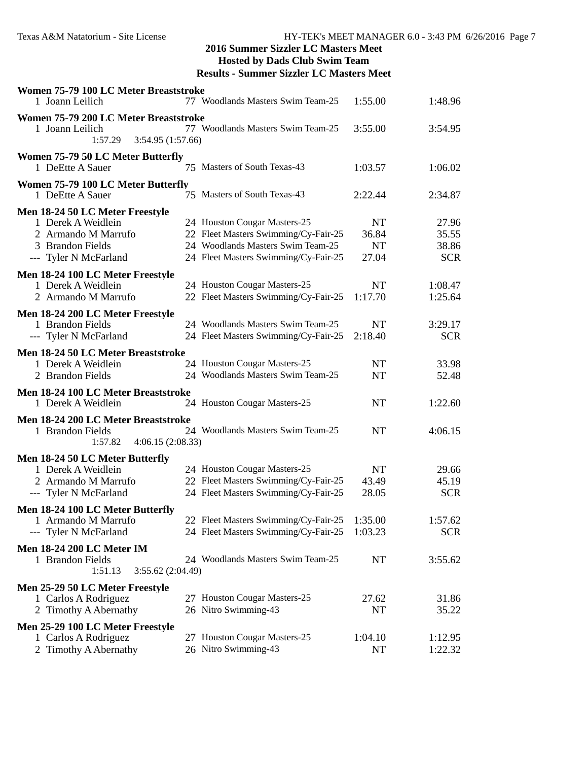# 2016 Summer Sizzler LC Masters Meet

## Hosted by Dads Club Swim Team

## Results - Summer Sizzler LC Masters Meet

### Women 75-79 100 LC Meter Breaststroke

| Place | Name | Age | Team | Seed Time | Finals Time |
|---|---|---|---|---|---|
| 1 | Joann Leilich | 77 | Woodlands Masters Swim Team-25 | 1:55.00 | 1:48.96 |

### Women 75-79 200 LC Meter Breaststroke

| Place | Name | Age | Team | Seed Time | Finals Time |
|---|---|---|---|---|---|
| 1 | Joann Leilich | 77 | Woodlands Masters Swim Team-25 | 3:55.00 | 3:54.95 |
| | 1:57.29 | 3:54.95 (1:57.66) | | | |

### Women 75-79 50 LC Meter Butterfly

| Place | Name | Age | Team | Seed Time | Finals Time |
|---|---|---|---|---|---|
| 1 | DeEtte A Sauer | 75 | Masters of South Texas-43 | 1:03.57 | 1:06.02 |

### Women 75-79 100 LC Meter Butterfly

| Place | Name | Age | Team | Seed Time | Finals Time |
|---|---|---|---|---|---|
| 1 | DeEtte A Sauer | 75 | Masters of South Texas-43 | 2:22.44 | 2:34.87 |

### Men 18-24 50 LC Meter Freestyle

| Place | Name | Age | Team | Seed Time | Finals Time |
|---|---|---|---|---|---|
| 1 | Derek A Weidlein | 24 | Houston Cougar Masters-25 | NT | 27.96 |
| 2 | Armando M Marrufo | 22 | Fleet Masters Swimming/Cy-Fair-25 | 36.84 | 35.55 |
| 3 | Brandon Fields | 24 | Woodlands Masters Swim Team-25 | NT | 38.86 |
| --- | Tyler N McFarland | 24 | Fleet Masters Swimming/Cy-Fair-25 | 27.04 | SCR |

### Men 18-24 100 LC Meter Freestyle

| Place | Name | Age | Team | Seed Time | Finals Time |
|---|---|---|---|---|---|
| 1 | Derek A Weidlein | 24 | Houston Cougar Masters-25 | NT | 1:08.47 |
| 2 | Armando M Marrufo | 22 | Fleet Masters Swimming/Cy-Fair-25 | 1:17.70 | 1:25.64 |

### Men 18-24 200 LC Meter Freestyle

| Place | Name | Age | Team | Seed Time | Finals Time |
|---|---|---|---|---|---|
| 1 | Brandon Fields | 24 | Woodlands Masters Swim Team-25 | NT | 3:29.17 |
| --- | Tyler N McFarland | 24 | Fleet Masters Swimming/Cy-Fair-25 | 2:18.40 | SCR |

### Men 18-24 50 LC Meter Breaststroke

| Place | Name | Age | Team | Seed Time | Finals Time |
|---|---|---|---|---|---|
| 1 | Derek A Weidlein | 24 | Houston Cougar Masters-25 | NT | 33.98 |
| 2 | Brandon Fields | 24 | Woodlands Masters Swim Team-25 | NT | 52.48 |

### Men 18-24 100 LC Meter Breaststroke

| Place | Name | Age | Team | Seed Time | Finals Time |
|---|---|---|---|---|---|
| 1 | Derek A Weidlein | 24 | Houston Cougar Masters-25 | NT | 1:22.60 |

### Men 18-24 200 LC Meter Breaststroke

| Place | Name | Age | Team | Seed Time | Finals Time |
|---|---|---|---|---|---|
| 1 | Brandon Fields | 24 | Woodlands Masters Swim Team-25 | NT | 4:06.15 |
| | 1:57.82 | 4:06.15 (2:08.33) | | | |

### Men 18-24 50 LC Meter Butterfly

| Place | Name | Age | Team | Seed Time | Finals Time |
|---|---|---|---|---|---|
| 1 | Derek A Weidlein | 24 | Houston Cougar Masters-25 | NT | 29.66 |
| 2 | Armando M Marrufo | 22 | Fleet Masters Swimming/Cy-Fair-25 | 43.49 | 45.19 |
| --- | Tyler N McFarland | 24 | Fleet Masters Swimming/Cy-Fair-25 | 28.05 | SCR |

### Men 18-24 100 LC Meter Butterfly

| Place | Name | Age | Team | Seed Time | Finals Time |
|---|---|---|---|---|---|
| 1 | Armando M Marrufo | 22 | Fleet Masters Swimming/Cy-Fair-25 | 1:35.00 | 1:57.62 |
| --- | Tyler N McFarland | 24 | Fleet Masters Swimming/Cy-Fair-25 | 1:03.23 | SCR |

### Men 18-24 200 LC Meter IM

| Place | Name | Age | Team | Seed Time | Finals Time |
|---|---|---|---|---|---|
| 1 | Brandon Fields | 24 | Woodlands Masters Swim Team-25 | NT | 3:55.62 |
| | 1:51.13 | 3:55.62 (2:04.49) | | | |

### Men 25-29 50 LC Meter Freestyle

| Place | Name | Age | Team | Seed Time | Finals Time |
|---|---|---|---|---|---|
| 1 | Carlos A Rodriguez | 27 | Houston Cougar Masters-25 | 27.62 | 31.86 |
| 2 | Timothy A Abernathy | 26 | Nitro Swimming-43 | NT | 35.22 |

### Men 25-29 100 LC Meter Freestyle

| Place | Name | Age | Team | Seed Time | Finals Time |
|---|---|---|---|---|---|
| 1 | Carlos A Rodriguez | 27 | Houston Cougar Masters-25 | 1:04.10 | 1:12.95 |
| 2 | Timothy A Abernathy | 26 | Nitro Swimming-43 | NT | 1:22.32 |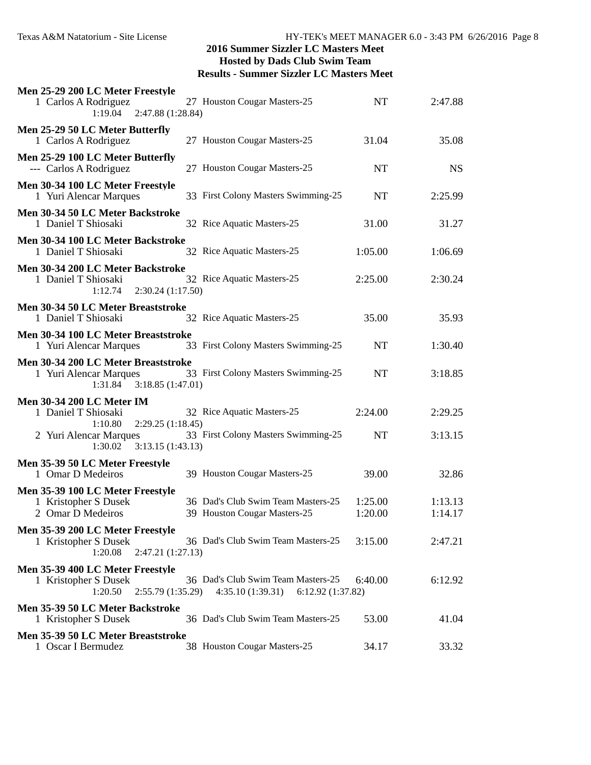**2016 Summer Sizzler LC Masters Meet**
**Hosted by Dads Club Swim Team**
**Results - Summer Sizzler LC Masters Meet**

**Men 25-29 200 LC Meter Freestyle**

| | Name | Age | Team | Seed | Finals |
|---|---|---|---|---|---|
| 1 | Carlos A Rodriguez | 27 | Houston Cougar Masters-25 | NT | 2:47.88 |
| | 1:19.04 2:47.88 (1:28.84) | | | | |

**Men 25-29 50 LC Meter Butterfly**

| | Name | Age | Team | Seed | Finals |
|---|---|---|---|---|---|
| 1 | Carlos A Rodriguez | 27 | Houston Cougar Masters-25 | 31.04 | 35.08 |

**Men 25-29 100 LC Meter Butterfly**

| | Name | Age | Team | Seed | Finals |
|---|---|---|---|---|---|
| --- | Carlos A Rodriguez | 27 | Houston Cougar Masters-25 | NT | NS |

**Men 30-34 100 LC Meter Freestyle**

| | Name | Age | Team | Seed | Finals |
|---|---|---|---|---|---|
| 1 | Yuri Alencar Marques | 33 | First Colony Masters Swimming-25 | NT | 2:25.99 |

**Men 30-34 50 LC Meter Backstroke**

| | Name | Age | Team | Seed | Finals |
|---|---|---|---|---|---|
| 1 | Daniel T Shiosaki | 32 | Rice Aquatic Masters-25 | 31.00 | 31.27 |

**Men 30-34 100 LC Meter Backstroke**

| | Name | Age | Team | Seed | Finals |
|---|---|---|---|---|---|
| 1 | Daniel T Shiosaki | 32 | Rice Aquatic Masters-25 | 1:05.00 | 1:06.69 |

**Men 30-34 200 LC Meter Backstroke**

| | Name | Age | Team | Seed | Finals |
|---|---|---|---|---|---|
| 1 | Daniel T Shiosaki | 32 | Rice Aquatic Masters-25 | 2:25.00 | 2:30.24 |
| | 1:12.74 2:30.24 (1:17.50) | | | | |

**Men 30-34 50 LC Meter Breaststroke**

| | Name | Age | Team | Seed | Finals |
|---|---|---|---|---|---|
| 1 | Daniel T Shiosaki | 32 | Rice Aquatic Masters-25 | 35.00 | 35.93 |

**Men 30-34 100 LC Meter Breaststroke**

| | Name | Age | Team | Seed | Finals |
|---|---|---|---|---|---|
| 1 | Yuri Alencar Marques | 33 | First Colony Masters Swimming-25 | NT | 1:30.40 |

**Men 30-34 200 LC Meter Breaststroke**

| | Name | Age | Team | Seed | Finals |
|---|---|---|---|---|---|
| 1 | Yuri Alencar Marques | 33 | First Colony Masters Swimming-25 | NT | 3:18.85 |
| | 1:31.84 3:18.85 (1:47.01) | | | | |

**Men 30-34 200 LC Meter IM**

| | Name | Age | Team | Seed | Finals |
|---|---|---|---|---|---|
| 1 | Daniel T Shiosaki | 32 | Rice Aquatic Masters-25 | 2:24.00 | 2:29.25 |
| | 1:10.80 2:29.25 (1:18.45) | | | | |
| 2 | Yuri Alencar Marques | 33 | First Colony Masters Swimming-25 | NT | 3:13.15 |
| | 1:30.02 3:13.15 (1:43.13) | | | | |

**Men 35-39 50 LC Meter Freestyle**

| | Name | Age | Team | Seed | Finals |
|---|---|---|---|---|---|
| 1 | Omar D Medeiros | 39 | Houston Cougar Masters-25 | 39.00 | 32.86 |

**Men 35-39 100 LC Meter Freestyle**

| | Name | Age | Team | Seed | Finals |
|---|---|---|---|---|---|
| 1 | Kristopher S Dusek | 36 | Dad's Club Swim Team Masters-25 | 1:25.00 | 1:13.13 |
| 2 | Omar D Medeiros | 39 | Houston Cougar Masters-25 | 1:20.00 | 1:14.17 |

**Men 35-39 200 LC Meter Freestyle**

| | Name | Age | Team | Seed | Finals |
|---|---|---|---|---|---|
| 1 | Kristopher S Dusek | 36 | Dad's Club Swim Team Masters-25 | 3:15.00 | 2:47.21 |
| | 1:20.08 2:47.21 (1:27.13) | | | | |

**Men 35-39 400 LC Meter Freestyle**

| | Name | Age | Team | Seed | Finals |
|---|---|---|---|---|---|
| 1 | Kristopher S Dusek | 36 | Dad's Club Swim Team Masters-25 | 6:40.00 | 6:12.92 |
| | 1:20.50 2:55.79 (1:35.29) 4:35.10 (1:39.31) 6:12.92 (1:37.82) | | | | |

**Men 35-39 50 LC Meter Backstroke**

| | Name | Age | Team | Seed | Finals |
|---|---|---|---|---|---|
| 1 | Kristopher S Dusek | 36 | Dad's Club Swim Team Masters-25 | 53.00 | 41.04 |

**Men 35-39 50 LC Meter Breaststroke**

| | Name | Age | Team | Seed | Finals |
|---|---|---|---|---|---|
| 1 | Oscar I Bermudez | 38 | Houston Cougar Masters-25 | 34.17 | 33.32 |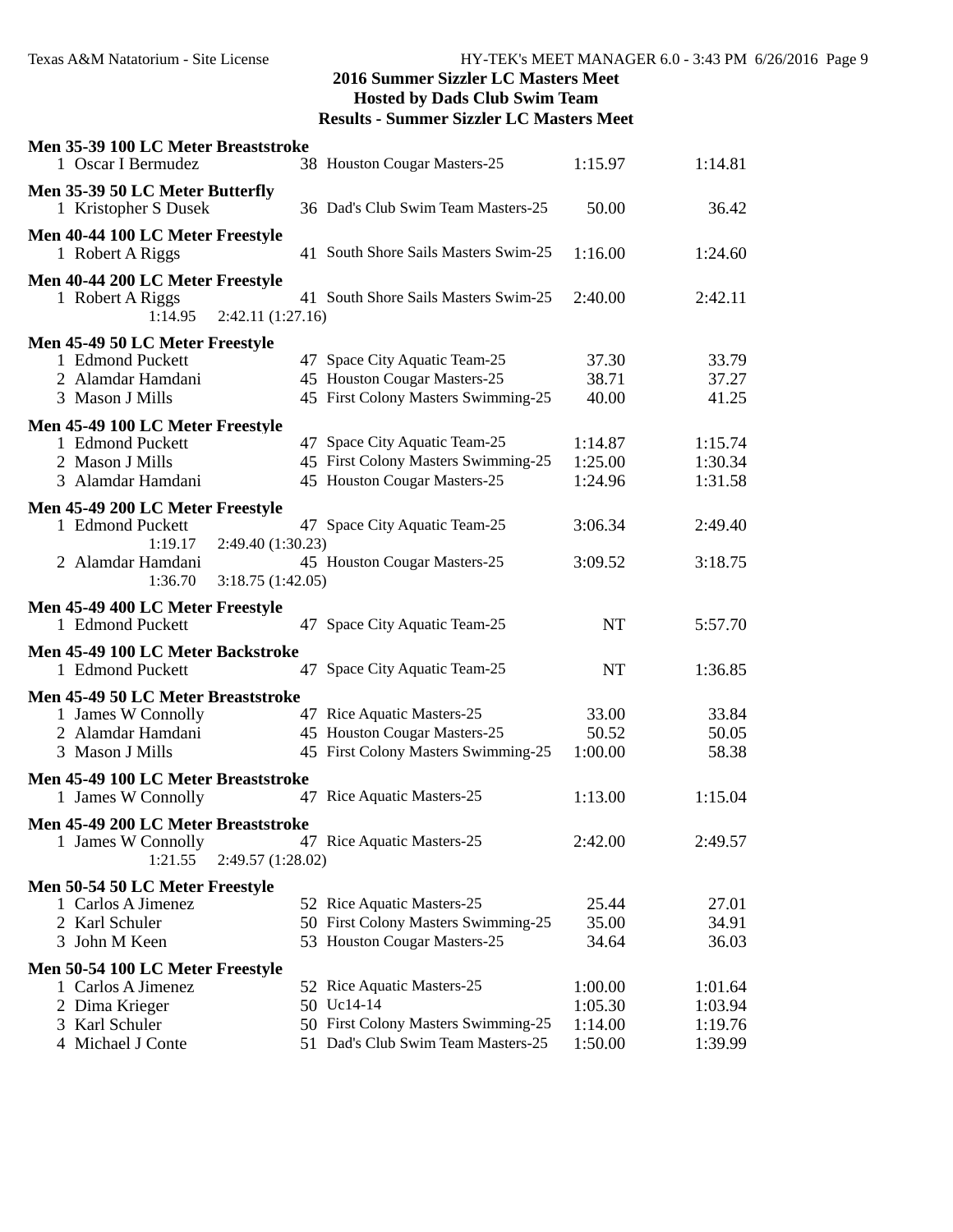## 2016 Summer Sizzler LC Masters Meet
## Hosted by Dads Club Swim Team
## Results - Summer Sizzler LC Masters Meet

**Men 35-39 100 LC Meter Breaststroke**

| | Name | Age | Team | Seed | Finals |
|---|---|---|---|---|---|
| 1 | Oscar I Bermudez | 38 | Houston Cougar Masters-25 | 1:15.97 | 1:14.81 |

**Men 35-39 50 LC Meter Butterfly**

| | Name | Age | Team | Seed | Finals |
|---|---|---|---|---|---|
| 1 | Kristopher S Dusek | 36 | Dad's Club Swim Team Masters-25 | 50.00 | 36.42 |

**Men 40-44 100 LC Meter Freestyle**

| | Name | Age | Team | Seed | Finals |
|---|---|---|---|---|---|
| 1 | Robert A Riggs | 41 | South Shore Sails Masters Swim-25 | 1:16.00 | 1:24.60 |

**Men 40-44 200 LC Meter Freestyle**

| | Name | Age | Team | Seed | Finals |
|---|---|---|---|---|---|
| 1 | Robert A Riggs | 41 | South Shore Sails Masters Swim-25 | 2:40.00 | 2:42.11 |
| | 1:14.95 2:42.11 (1:27.16) | | | | |

**Men 45-49 50 LC Meter Freestyle**

| | Name | Age | Team | Seed | Finals |
|---|---|---|---|---|---|
| 1 | Edmond Puckett | 47 | Space City Aquatic Team-25 | 37.30 | 33.79 |
| 2 | Alamdar Hamdani | 45 | Houston Cougar Masters-25 | 38.71 | 37.27 |
| 3 | Mason J Mills | 45 | First Colony Masters Swimming-25 | 40.00 | 41.25 |

**Men 45-49 100 LC Meter Freestyle**

| | Name | Age | Team | Seed | Finals |
|---|---|---|---|---|---|
| 1 | Edmond Puckett | 47 | Space City Aquatic Team-25 | 1:14.87 | 1:15.74 |
| 2 | Mason J Mills | 45 | First Colony Masters Swimming-25 | 1:25.00 | 1:30.34 |
| 3 | Alamdar Hamdani | 45 | Houston Cougar Masters-25 | 1:24.96 | 1:31.58 |

**Men 45-49 200 LC Meter Freestyle**

| | Name | Age | Team | Seed | Finals |
|---|---|---|---|---|---|
| 1 | Edmond Puckett | 47 | Space City Aquatic Team-25 | 3:06.34 | 2:49.40 |
| | 1:19.17 2:49.40 (1:30.23) | | | | |
| 2 | Alamdar Hamdani | 45 | Houston Cougar Masters-25 | 3:09.52 | 3:18.75 |
| | 1:36.70 3:18.75 (1:42.05) | | | | |

**Men 45-49 400 LC Meter Freestyle**

| | Name | Age | Team | Seed | Finals |
|---|---|---|---|---|---|
| 1 | Edmond Puckett | 47 | Space City Aquatic Team-25 | NT | 5:57.70 |

**Men 45-49 100 LC Meter Backstroke**

| | Name | Age | Team | Seed | Finals |
|---|---|---|---|---|---|
| 1 | Edmond Puckett | 47 | Space City Aquatic Team-25 | NT | 1:36.85 |

**Men 45-49 50 LC Meter Breaststroke**

| | Name | Age | Team | Seed | Finals |
|---|---|---|---|---|---|
| 1 | James W Connolly | 47 | Rice Aquatic Masters-25 | 33.00 | 33.84 |
| 2 | Alamdar Hamdani | 45 | Houston Cougar Masters-25 | 50.52 | 50.05 |
| 3 | Mason J Mills | 45 | First Colony Masters Swimming-25 | 1:00.00 | 58.38 |

**Men 45-49 100 LC Meter Breaststroke**

| | Name | Age | Team | Seed | Finals |
|---|---|---|---|---|---|
| 1 | James W Connolly | 47 | Rice Aquatic Masters-25 | 1:13.00 | 1:15.04 |

**Men 45-49 200 LC Meter Breaststroke**

| | Name | Age | Team | Seed | Finals |
|---|---|---|---|---|---|
| 1 | James W Connolly | 47 | Rice Aquatic Masters-25 | 2:42.00 | 2:49.57 |
| | 1:21.55 2:49.57 (1:28.02) | | | | |

**Men 50-54 50 LC Meter Freestyle**

| | Name | Age | Team | Seed | Finals |
|---|---|---|---|---|---|
| 1 | Carlos A Jimenez | 52 | Rice Aquatic Masters-25 | 25.44 | 27.01 |
| 2 | Karl Schuler | 50 | First Colony Masters Swimming-25 | 35.00 | 34.91 |
| 3 | John M Keen | 53 | Houston Cougar Masters-25 | 34.64 | 36.03 |

**Men 50-54 100 LC Meter Freestyle**

| | Name | Age | Team | Seed | Finals |
|---|---|---|---|---|---|
| 1 | Carlos A Jimenez | 52 | Rice Aquatic Masters-25 | 1:00.00 | 1:01.64 |
| 2 | Dima Krieger | 50 | Uc14-14 | 1:05.30 | 1:03.94 |
| 3 | Karl Schuler | 50 | First Colony Masters Swimming-25 | 1:14.00 | 1:19.76 |
| 4 | Michael J Conte | 51 | Dad's Club Swim Team Masters-25 | 1:50.00 | 1:39.99 |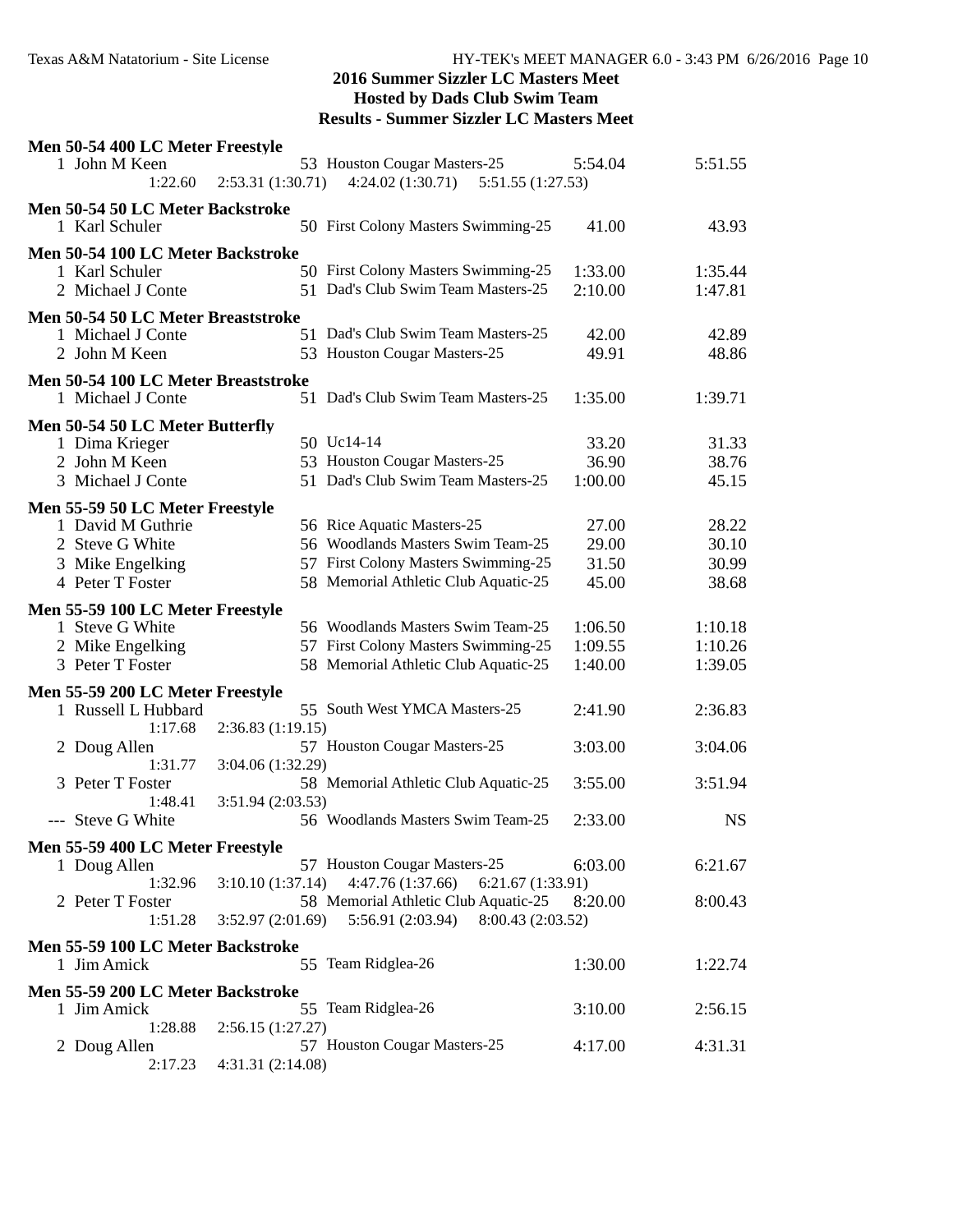# 2016 Summer Sizzler LC Masters Meet

## Hosted by Dads Club Swim Team

## Results - Summer Sizzler LC Masters Meet

### Men 50-54 400 LC Meter Freestyle

| Place | Name | Age | Team | Seed Time | Finals Time |
|---|---|---|---|---|---|
| 1 | John M Keen | 53 | Houston Cougar Masters-25 | 5:54.04 | 5:51.55 |
| | 1:22.60 | 2:53.31 (1:30.71) | 4:24.02 (1:30.71) | 5:51.55 (1:27.53) | |

### Men 50-54 50 LC Meter Backstroke

| Place | Name | Age | Team | Seed Time | Finals Time |
|---|---|---|---|---|---|
| 1 | Karl Schuler | 50 | First Colony Masters Swimming-25 | 41.00 | 43.93 |

### Men 50-54 100 LC Meter Backstroke

| Place | Name | Age | Team | Seed Time | Finals Time |
|---|---|---|---|---|---|
| 1 | Karl Schuler | 50 | First Colony Masters Swimming-25 | 1:33.00 | 1:35.44 |
| 2 | Michael J Conte | 51 | Dad's Club Swim Team Masters-25 | 2:10.00 | 1:47.81 |

### Men 50-54 50 LC Meter Breaststroke

| Place | Name | Age | Team | Seed Time | Finals Time |
|---|---|---|---|---|---|
| 1 | Michael J Conte | 51 | Dad's Club Swim Team Masters-25 | 42.00 | 42.89 |
| 2 | John M Keen | 53 | Houston Cougar Masters-25 | 49.91 | 48.86 |

### Men 50-54 100 LC Meter Breaststroke

| Place | Name | Age | Team | Seed Time | Finals Time |
|---|---|---|---|---|---|
| 1 | Michael J Conte | 51 | Dad's Club Swim Team Masters-25 | 1:35.00 | 1:39.71 |

### Men 50-54 50 LC Meter Butterfly

| Place | Name | Age | Team | Seed Time | Finals Time |
|---|---|---|---|---|---|
| 1 | Dima Krieger | 50 | Uc14-14 | 33.20 | 31.33 |
| 2 | John M Keen | 53 | Houston Cougar Masters-25 | 36.90 | 38.76 |
| 3 | Michael J Conte | 51 | Dad's Club Swim Team Masters-25 | 1:00.00 | 45.15 |

### Men 55-59 50 LC Meter Freestyle

| Place | Name | Age | Team | Seed Time | Finals Time |
|---|---|---|---|---|---|
| 1 | David M Guthrie | 56 | Rice Aquatic Masters-25 | 27.00 | 28.22 |
| 2 | Steve G White | 56 | Woodlands Masters Swim Team-25 | 29.00 | 30.10 |
| 3 | Mike Engelking | 57 | First Colony Masters Swimming-25 | 31.50 | 30.99 |
| 4 | Peter T Foster | 58 | Memorial Athletic Club Aquatic-25 | 45.00 | 38.68 |

### Men 55-59 100 LC Meter Freestyle

| Place | Name | Age | Team | Seed Time | Finals Time |
|---|---|---|---|---|---|
| 1 | Steve G White | 56 | Woodlands Masters Swim Team-25 | 1:06.50 | 1:10.18 |
| 2 | Mike Engelking | 57 | First Colony Masters Swimming-25 | 1:09.55 | 1:10.26 |
| 3 | Peter T Foster | 58 | Memorial Athletic Club Aquatic-25 | 1:40.00 | 1:39.05 |

### Men 55-59 200 LC Meter Freestyle

| Place | Name | Age | Team | Seed Time | Finals Time |
|---|---|---|---|---|---|
| 1 | Russell L Hubbard | 55 | South West YMCA Masters-25 | 2:41.90 | 2:36.83 |
| | 1:17.68 | 2:36.83 (1:19.15) | | | |
| 2 | Doug Allen | 57 | Houston Cougar Masters-25 | 3:03.00 | 3:04.06 |
| | 1:31.77 | 3:04.06 (1:32.29) | | | |
| 3 | Peter T Foster | 58 | Memorial Athletic Club Aquatic-25 | 3:55.00 | 3:51.94 |
| | 1:48.41 | 3:51.94 (2:03.53) | | | |
| --- | Steve G White | 56 | Woodlands Masters Swim Team-25 | 2:33.00 | NS |

### Men 55-59 400 LC Meter Freestyle

| Place | Name | Age | Team | Seed Time | Finals Time |
|---|---|---|---|---|---|
| 1 | Doug Allen | 57 | Houston Cougar Masters-25 | 6:03.00 | 6:21.67 |
| | 1:32.96 | 3:10.10 (1:37.14) | 4:47.76 (1:37.66) | 6:21.67 (1:33.91) | |
| 2 | Peter T Foster | 58 | Memorial Athletic Club Aquatic-25 | 8:20.00 | 8:00.43 |
| | 1:51.28 | 3:52.97 (2:01.69) | 5:56.91 (2:03.94) | 8:00.43 (2:03.52) | |

### Men 55-59 100 LC Meter Backstroke

| Place | Name | Age | Team | Seed Time | Finals Time |
|---|---|---|---|---|---|
| 1 | Jim Amick | 55 | Team Ridglea-26 | 1:30.00 | 1:22.74 |

### Men 55-59 200 LC Meter Backstroke

| Place | Name | Age | Team | Seed Time | Finals Time |
|---|---|---|---|---|---|
| 1 | Jim Amick | 55 | Team Ridglea-26 | 3:10.00 | 2:56.15 |
| | 1:28.88 | 2:56.15 (1:27.27) | | | |
| 2 | Doug Allen | 57 | Houston Cougar Masters-25 | 4:17.00 | 4:31.31 |
| | 2:17.23 | 4:31.31 (2:14.08) | | | |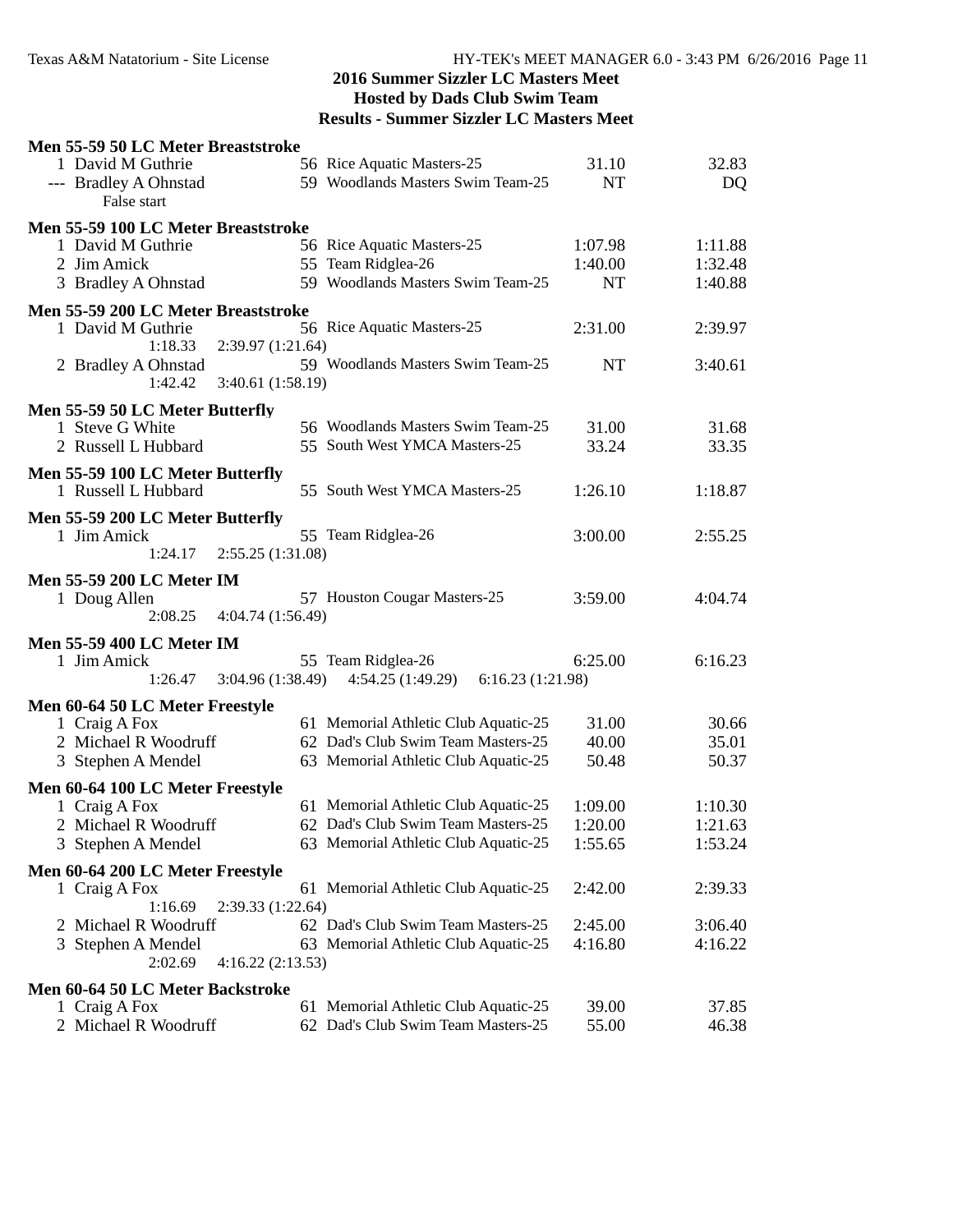## 2016 Summer Sizzler LC Masters Meet
## Hosted by Dads Club Swim Team
## Results - Summer Sizzler LC Masters Meet

### Men 55-59 50 LC Meter Breaststroke

| Place | Name | Age | Team | Seed Time | Finals Time |
|---|---|---|---|---|---|
| 1 | David M Guthrie | 56 | Rice Aquatic Masters-25 | 31.10 | 32.83 |
| --- | Bradley A Ohnstad | 59 | Woodlands Masters Swim Team-25 | NT | DQ |
| | False start | | | | |

### Men 55-59 100 LC Meter Breaststroke

| Place | Name | Age | Team | Seed Time | Finals Time |
|---|---|---|---|---|---|
| 1 | David M Guthrie | 56 | Rice Aquatic Masters-25 | 1:07.98 | 1:11.88 |
| 2 | Jim Amick | 55 | Team Ridglea-26 | 1:40.00 | 1:32.48 |
| 3 | Bradley A Ohnstad | 59 | Woodlands Masters Swim Team-25 | NT | 1:40.88 |

### Men 55-59 200 LC Meter Breaststroke

| Place | Name | Age | Team | Seed Time | Finals Time |
|---|---|---|---|---|---|
| 1 | David M Guthrie | 56 | Rice Aquatic Masters-25 | 2:31.00 | 2:39.97 |
| | 1:18.33 2:39.97 (1:21.64) | | | | |
| 2 | Bradley A Ohnstad | 59 | Woodlands Masters Swim Team-25 | NT | 3:40.61 |
| | 1:42.42 3:40.61 (1:58.19) | | | | |

### Men 55-59 50 LC Meter Butterfly

| Place | Name | Age | Team | Seed Time | Finals Time |
|---|---|---|---|---|---|
| 1 | Steve G White | 56 | Woodlands Masters Swim Team-25 | 31.00 | 31.68 |
| 2 | Russell L Hubbard | 55 | South West YMCA Masters-25 | 33.24 | 33.35 |

### Men 55-59 100 LC Meter Butterfly

| Place | Name | Age | Team | Seed Time | Finals Time |
|---|---|---|---|---|---|
| 1 | Russell L Hubbard | 55 | South West YMCA Masters-25 | 1:26.10 | 1:18.87 |

### Men 55-59 200 LC Meter Butterfly

| Place | Name | Age | Team | Seed Time | Finals Time |
|---|---|---|---|---|---|
| 1 | Jim Amick | 55 | Team Ridglea-26 | 3:00.00 | 2:55.25 |
| | 1:24.17 2:55.25 (1:31.08) | | | | |

### Men 55-59 200 LC Meter IM

| Place | Name | Age | Team | Seed Time | Finals Time |
|---|---|---|---|---|---|
| 1 | Doug Allen | 57 | Houston Cougar Masters-25 | 3:59.00 | 4:04.74 |
| | 2:08.25 4:04.74 (1:56.49) | | | | |

### Men 55-59 400 LC Meter IM

| Place | Name | Age | Team | Seed Time | Finals Time |
|---|---|---|---|---|---|
| 1 | Jim Amick | 55 | Team Ridglea-26 | 6:25.00 | 6:16.23 |
| | 1:26.47 3:04.96 (1:38.49) 4:54.25 (1:49.29) 6:16.23 (1:21.98) | | | | |

### Men 60-64 50 LC Meter Freestyle

| Place | Name | Age | Team | Seed Time | Finals Time |
|---|---|---|---|---|---|
| 1 | Craig A Fox | 61 | Memorial Athletic Club Aquatic-25 | 31.00 | 30.66 |
| 2 | Michael R Woodruff | 62 | Dad's Club Swim Team Masters-25 | 40.00 | 35.01 |
| 3 | Stephen A Mendel | 63 | Memorial Athletic Club Aquatic-25 | 50.48 | 50.37 |

### Men 60-64 100 LC Meter Freestyle

| Place | Name | Age | Team | Seed Time | Finals Time |
|---|---|---|---|---|---|
| 1 | Craig A Fox | 61 | Memorial Athletic Club Aquatic-25 | 1:09.00 | 1:10.30 |
| 2 | Michael R Woodruff | 62 | Dad's Club Swim Team Masters-25 | 1:20.00 | 1:21.63 |
| 3 | Stephen A Mendel | 63 | Memorial Athletic Club Aquatic-25 | 1:55.65 | 1:53.24 |

### Men 60-64 200 LC Meter Freestyle

| Place | Name | Age | Team | Seed Time | Finals Time |
|---|---|---|---|---|---|
| 1 | Craig A Fox | 61 | Memorial Athletic Club Aquatic-25 | 2:42.00 | 2:39.33 |
| | 1:16.69 2:39.33 (1:22.64) | | | | |
| 2 | Michael R Woodruff | 62 | Dad's Club Swim Team Masters-25 | 2:45.00 | 3:06.40 |
| 3 | Stephen A Mendel | 63 | Memorial Athletic Club Aquatic-25 | 4:16.80 | 4:16.22 |
| | 2:02.69 4:16.22 (2:13.53) | | | | |

### Men 60-64 50 LC Meter Backstroke

| Place | Name | Age | Team | Seed Time | Finals Time |
|---|---|---|---|---|---|
| 1 | Craig A Fox | 61 | Memorial Athletic Club Aquatic-25 | 39.00 | 37.85 |
| 2 | Michael R Woodruff | 62 | Dad's Club Swim Team Masters-25 | 55.00 | 46.38 |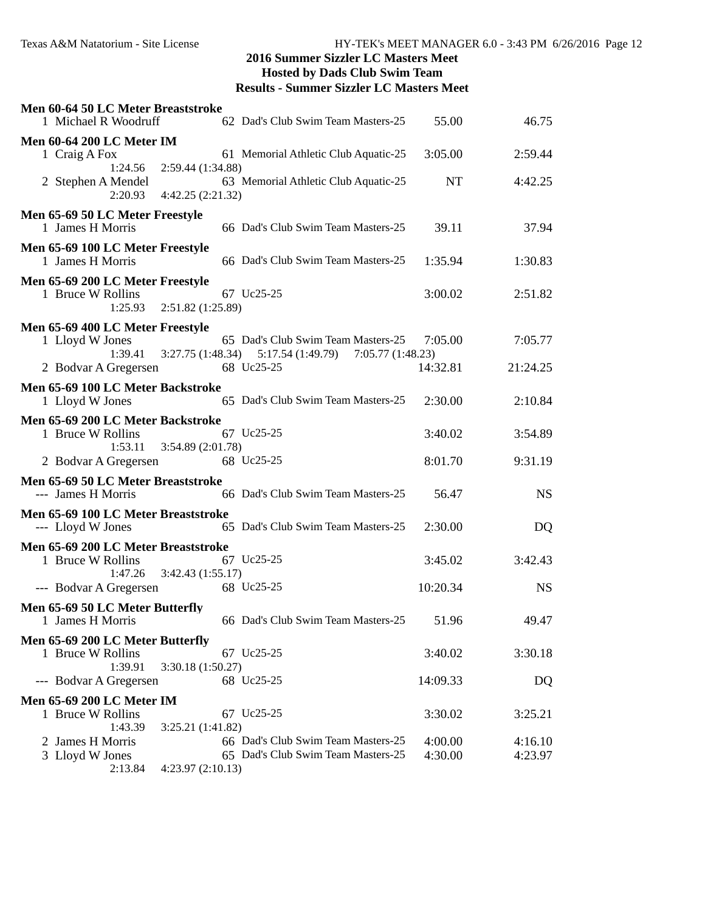## 2016 Summer Sizzler LC Masters Meet
## Hosted by Dads Club Swim Team
## Results - Summer Sizzler LC Masters Meet

**Men 60-64 50 LC Meter Breaststroke**

| Place | Name | Age | Team | Seed Time | Finals Time |
|---|---|---|---|---|---|
| 1 | Michael R Woodruff | 62 | Dad's Club Swim Team Masters-25 | 55.00 | 46.75 |

**Men 60-64 200 LC Meter IM**

| Place | Name | Age | Team | Seed Time | Finals Time |
|---|---|---|---|---|---|
| 1 | Craig A Fox | 61 | Memorial Athletic Club Aquatic-25 | 3:05.00 | 2:59.44 |
| | 1:24.56 &nbsp; 2:59.44 (1:34.88) | | | | |
| 2 | Stephen A Mendel | 63 | Memorial Athletic Club Aquatic-25 | NT | 4:42.25 |
| | 2:20.93 &nbsp; 4:42.25 (2:21.32) | | | | |

**Men 65-69 50 LC Meter Freestyle**

| Place | Name | Age | Team | Seed Time | Finals Time |
|---|---|---|---|---|---|
| 1 | James H Morris | 66 | Dad's Club Swim Team Masters-25 | 39.11 | 37.94 |

**Men 65-69 100 LC Meter Freestyle**

| Place | Name | Age | Team | Seed Time | Finals Time |
|---|---|---|---|---|---|
| 1 | James H Morris | 66 | Dad's Club Swim Team Masters-25 | 1:35.94 | 1:30.83 |

**Men 65-69 200 LC Meter Freestyle**

| Place | Name | Age | Team | Seed Time | Finals Time |
|---|---|---|---|---|---|
| 1 | Bruce W Rollins | 67 | Uc25-25 | 3:00.02 | 2:51.82 |
| | 1:25.93 &nbsp; 2:51.82 (1:25.89) | | | | |

**Men 65-69 400 LC Meter Freestyle**

| Place | Name | Age | Team | Seed Time | Finals Time |
|---|---|---|---|---|---|
| 1 | Lloyd W Jones | 65 | Dad's Club Swim Team Masters-25 | 7:05.00 | 7:05.77 |
| | 1:39.41 &nbsp; 3:27.75 (1:48.34) &nbsp; 5:17.54 (1:49.79) &nbsp; 7:05.77 (1:48.23) | | | | |
| 2 | Bodvar A Gregersen | 68 | Uc25-25 | 14:32.81 | 21:24.25 |

**Men 65-69 100 LC Meter Backstroke**

| Place | Name | Age | Team | Seed Time | Finals Time |
|---|---|---|---|---|---|
| 1 | Lloyd W Jones | 65 | Dad's Club Swim Team Masters-25 | 2:30.00 | 2:10.84 |

**Men 65-69 200 LC Meter Backstroke**

| Place | Name | Age | Team | Seed Time | Finals Time |
|---|---|---|---|---|---|
| 1 | Bruce W Rollins | 67 | Uc25-25 | 3:40.02 | 3:54.89 |
| | 1:53.11 &nbsp; 3:54.89 (2:01.78) | | | | |
| 2 | Bodvar A Gregersen | 68 | Uc25-25 | 8:01.70 | 9:31.19 |

**Men 65-69 50 LC Meter Breaststroke**

| Place | Name | Age | Team | Seed Time | Finals Time |
|---|---|---|---|---|---|
| --- | James H Morris | 66 | Dad's Club Swim Team Masters-25 | 56.47 | NS |

**Men 65-69 100 LC Meter Breaststroke**

| Place | Name | Age | Team | Seed Time | Finals Time |
|---|---|---|---|---|---|
| --- | Lloyd W Jones | 65 | Dad's Club Swim Team Masters-25 | 2:30.00 | DQ |

**Men 65-69 200 LC Meter Breaststroke**

| Place | Name | Age | Team | Seed Time | Finals Time |
|---|---|---|---|---|---|
| 1 | Bruce W Rollins | 67 | Uc25-25 | 3:45.02 | 3:42.43 |
| | 1:47.26 &nbsp; 3:42.43 (1:55.17) | | | | |
| --- | Bodvar A Gregersen | 68 | Uc25-25 | 10:20.34 | NS |

**Men 65-69 50 LC Meter Butterfly**

| Place | Name | Age | Team | Seed Time | Finals Time |
|---|---|---|---|---|---|
| 1 | James H Morris | 66 | Dad's Club Swim Team Masters-25 | 51.96 | 49.47 |

**Men 65-69 200 LC Meter Butterfly**

| Place | Name | Age | Team | Seed Time | Finals Time |
|---|---|---|---|---|---|
| 1 | Bruce W Rollins | 67 | Uc25-25 | 3:40.02 | 3:30.18 |
| | 1:39.91 &nbsp; 3:30.18 (1:50.27) | | | | |
| --- | Bodvar A Gregersen | 68 | Uc25-25 | 14:09.33 | DQ |

**Men 65-69 200 LC Meter IM**

| Place | Name | Age | Team | Seed Time | Finals Time |
|---|---|---|---|---|---|
| 1 | Bruce W Rollins | 67 | Uc25-25 | 3:30.02 | 3:25.21 |
| | 1:43.39 &nbsp; 3:25.21 (1:41.82) | | | | |
| 2 | James H Morris | 66 | Dad's Club Swim Team Masters-25 | 4:00.00 | 4:16.10 |
| 3 | Lloyd W Jones | 65 | Dad's Club Swim Team Masters-25 | 4:30.00 | 4:23.97 |
| | 2:13.84 &nbsp; 4:23.97 (2:10.13) | | | | |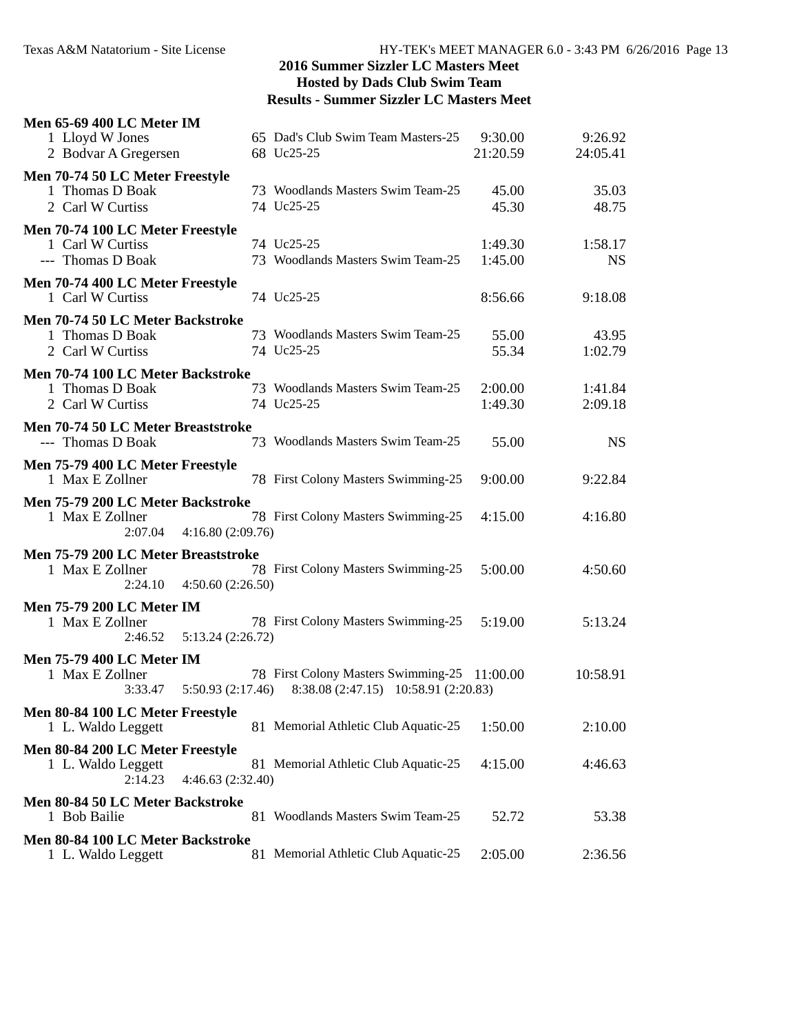**2016 Summer Sizzler LC Masters Meet**
**Hosted by Dads Club Swim Team**
**Results - Summer Sizzler LC Masters Meet**

### Men 65-69 400 LC Meter IM

| Place | Name | Age | Team | Seed | Finals |
|---|---|---|---|---|---|
| 1 | Lloyd W Jones | 65 | Dad's Club Swim Team Masters-25 | 9:30.00 | 9:26.92 |
| 2 | Bodvar A Gregersen | 68 | Uc25-25 | 21:20.59 | 24:05.41 |

### Men 70-74 50 LC Meter Freestyle

| Place | Name | Age | Team | Seed | Finals |
|---|---|---|---|---|---|
| 1 | Thomas D Boak | 73 | Woodlands Masters Swim Team-25 | 45.00 | 35.03 |
| 2 | Carl W Curtiss | 74 | Uc25-25 | 45.30 | 48.75 |

### Men 70-74 100 LC Meter Freestyle

| Place | Name | Age | Team | Seed | Finals |
|---|---|---|---|---|---|
| 1 | Carl W Curtiss | 74 | Uc25-25 | 1:49.30 | 1:58.17 |
| --- | Thomas D Boak | 73 | Woodlands Masters Swim Team-25 | 1:45.00 | NS |

### Men 70-74 400 LC Meter Freestyle

| Place | Name | Age | Team | Seed | Finals |
|---|---|---|---|---|---|
| 1 | Carl W Curtiss | 74 | Uc25-25 | 8:56.66 | 9:18.08 |

### Men 70-74 50 LC Meter Backstroke

| Place | Name | Age | Team | Seed | Finals |
|---|---|---|---|---|---|
| 1 | Thomas D Boak | 73 | Woodlands Masters Swim Team-25 | 55.00 | 43.95 |
| 2 | Carl W Curtiss | 74 | Uc25-25 | 55.34 | 1:02.79 |

### Men 70-74 100 LC Meter Backstroke

| Place | Name | Age | Team | Seed | Finals |
|---|---|---|---|---|---|
| 1 | Thomas D Boak | 73 | Woodlands Masters Swim Team-25 | 2:00.00 | 1:41.84 |
| 2 | Carl W Curtiss | 74 | Uc25-25 | 1:49.30 | 2:09.18 |

### Men 70-74 50 LC Meter Breaststroke

| Place | Name | Age | Team | Seed | Finals |
|---|---|---|---|---|---|
| --- | Thomas D Boak | 73 | Woodlands Masters Swim Team-25 | 55.00 | NS |

### Men 75-79 400 LC Meter Freestyle

| Place | Name | Age | Team | Seed | Finals |
|---|---|---|---|---|---|
| 1 | Max E Zollner | 78 | First Colony Masters Swimming-25 | 9:00.00 | 9:22.84 |

### Men 75-79 200 LC Meter Backstroke

| Place | Name | Age | Team | Seed | Finals |
|---|---|---|---|---|---|
| 1 | Max E Zollner | 78 | First Colony Masters Swimming-25 | 4:15.00 | 4:16.80 |

Splits: 2:07.04 4:16.80 (2:09.76)

### Men 75-79 200 LC Meter Breaststroke

| Place | Name | Age | Team | Seed | Finals |
|---|---|---|---|---|---|
| 1 | Max E Zollner | 78 | First Colony Masters Swimming-25 | 5:00.00 | 4:50.60 |

Splits: 2:24.10 4:50.60 (2:26.50)

### Men 75-79 200 LC Meter IM

| Place | Name | Age | Team | Seed | Finals |
|---|---|---|---|---|---|
| 1 | Max E Zollner | 78 | First Colony Masters Swimming-25 | 5:19.00 | 5:13.24 |

Splits: 2:46.52 5:13.24 (2:26.72)

### Men 75-79 400 LC Meter IM

| Place | Name | Age | Team | Seed | Finals |
|---|---|---|---|---|---|
| 1 | Max E Zollner | 78 | First Colony Masters Swimming-25 | 11:00.00 | 10:58.91 |

Splits: 3:33.47 5:50.93 (2:17.46) 8:38.08 (2:47.15) 10:58.91 (2:20.83)

### Men 80-84 100 LC Meter Freestyle

| Place | Name | Age | Team | Seed | Finals |
|---|---|---|---|---|---|
| 1 | L. Waldo Leggett | 81 | Memorial Athletic Club Aquatic-25 | 1:50.00 | 2:10.00 |

### Men 80-84 200 LC Meter Freestyle

| Place | Name | Age | Team | Seed | Finals |
|---|---|---|---|---|---|
| 1 | L. Waldo Leggett | 81 | Memorial Athletic Club Aquatic-25 | 4:15.00 | 4:46.63 |

Splits: 2:14.23 4:46.63 (2:32.40)

### Men 80-84 50 LC Meter Backstroke

| Place | Name | Age | Team | Seed | Finals |
|---|---|---|---|---|---|
| 1 | Bob Bailie | 81 | Woodlands Masters Swim Team-25 | 52.72 | 53.38 |

### Men 80-84 100 LC Meter Backstroke

| Place | Name | Age | Team | Seed | Finals |
|---|---|---|---|---|---|
| 1 | L. Waldo Leggett | 81 | Memorial Athletic Club Aquatic-25 | 2:05.00 | 2:36.56 |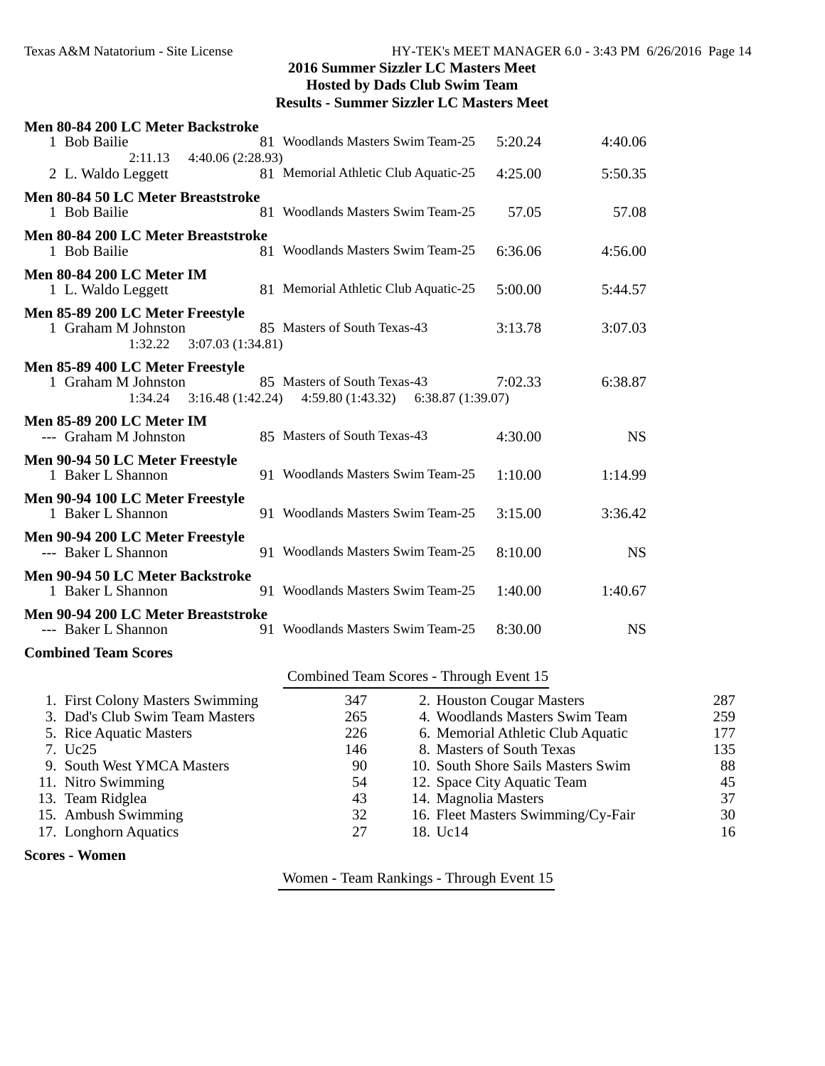**2016 Summer Sizzler LC Masters Meet**
**Hosted by Dads Club Swim Team**
**Results - Summer Sizzler LC Masters Meet**

**Men 80-84 200 LC Meter Backstroke**

| | Name | Age | Team | Seed | Finals |
|---|---|---|---|---|---|
| 1 | Bob Bailie | 81 | Woodlands Masters Swim Team-25 | 5:20.24 | 4:40.06 |
| | 2:11.13 &nbsp; 4:40.06 (2:28.93) | | | | |
| 2 | L. Waldo Leggett | 81 | Memorial Athletic Club Aquatic-25 | 4:25.00 | 5:50.35 |

**Men 80-84 50 LC Meter Breaststroke**

| | Name | Age | Team | Seed | Finals |
|---|---|---|---|---|---|
| 1 | Bob Bailie | 81 | Woodlands Masters Swim Team-25 | 57.05 | 57.08 |

**Men 80-84 200 LC Meter Breaststroke**

| | Name | Age | Team | Seed | Finals |
|---|---|---|---|---|---|
| 1 | Bob Bailie | 81 | Woodlands Masters Swim Team-25 | 6:36.06 | 4:56.00 |

**Men 80-84 200 LC Meter IM**

| | Name | Age | Team | Seed | Finals |
|---|---|---|---|---|---|
| 1 | L. Waldo Leggett | 81 | Memorial Athletic Club Aquatic-25 | 5:00.00 | 5:44.57 |

**Men 85-89 200 LC Meter Freestyle**

| | Name | Age | Team | Seed | Finals |
|---|---|---|---|---|---|
| 1 | Graham M Johnston | 85 | Masters of South Texas-43 | 3:13.78 | 3:07.03 |
| | 1:32.22 &nbsp; 3:07.03 (1:34.81) | | | | |

**Men 85-89 400 LC Meter Freestyle**

| | Name | Age | Team | Seed | Finals |
|---|---|---|---|---|---|
| 1 | Graham M Johnston | 85 | Masters of South Texas-43 | 7:02.33 | 6:38.87 |
| | 1:34.24 &nbsp; 3:16.48 (1:42.24) &nbsp; 4:59.80 (1:43.32) &nbsp; 6:38.87 (1:39.07) | | | | |

**Men 85-89 200 LC Meter IM**

| | Name | Age | Team | Seed | Finals |
|---|---|---|---|---|---|
| --- | Graham M Johnston | 85 | Masters of South Texas-43 | 4:30.00 | NS |

**Men 90-94 50 LC Meter Freestyle**

| | Name | Age | Team | Seed | Finals |
|---|---|---|---|---|---|
| 1 | Baker L Shannon | 91 | Woodlands Masters Swim Team-25 | 1:10.00 | 1:14.99 |

**Men 90-94 100 LC Meter Freestyle**

| | Name | Age | Team | Seed | Finals |
|---|---|---|---|---|---|
| 1 | Baker L Shannon | 91 | Woodlands Masters Swim Team-25 | 3:15.00 | 3:36.42 |

**Men 90-94 200 LC Meter Freestyle**

| | Name | Age | Team | Seed | Finals |
|---|---|---|---|---|---|
| --- | Baker L Shannon | 91 | Woodlands Masters Swim Team-25 | 8:10.00 | NS |

**Men 90-94 50 LC Meter Backstroke**

| | Name | Age | Team | Seed | Finals |
|---|---|---|---|---|---|
| 1 | Baker L Shannon | 91 | Woodlands Masters Swim Team-25 | 1:40.00 | 1:40.67 |

**Men 90-94 200 LC Meter Breaststroke**

| | Name | Age | Team | Seed | Finals |
|---|---|---|---|---|---|
| --- | Baker L Shannon | 91 | Woodlands Masters Swim Team-25 | 8:30.00 | NS |

**Combined Team Scores**

Combined Team Scores - Through Event 15

| Rank | Team | Score | Rank | Team | Score |
|---|---|---|---|---|---|
| 1. | First Colony Masters Swimming | 347 | 2. | Houston Cougar Masters | 287 |
| 3. | Dad's Club Swim Team Masters | 265 | 4. | Woodlands Masters Swim Team | 259 |
| 5. | Rice Aquatic Masters | 226 | 6. | Memorial Athletic Club Aquatic | 177 |
| 7. | Uc25 | 146 | 8. | Masters of South Texas | 135 |
| 9. | South West YMCA Masters | 90 | 10. | South Shore Sails Masters Swim | 88 |
| 11. | Nitro Swimming | 54 | 12. | Space City Aquatic Team | 45 |
| 13. | Team Ridglea | 43 | 14. | Magnolia Masters | 37 |
| 15. | Ambush Swimming | 32 | 16. | Fleet Masters Swimming/Cy-Fair | 30 |
| 17. | Longhorn Aquatics | 27 | 18. | Uc14 | 16 |

**Scores - Women**

Women - Team Rankings - Through Event 15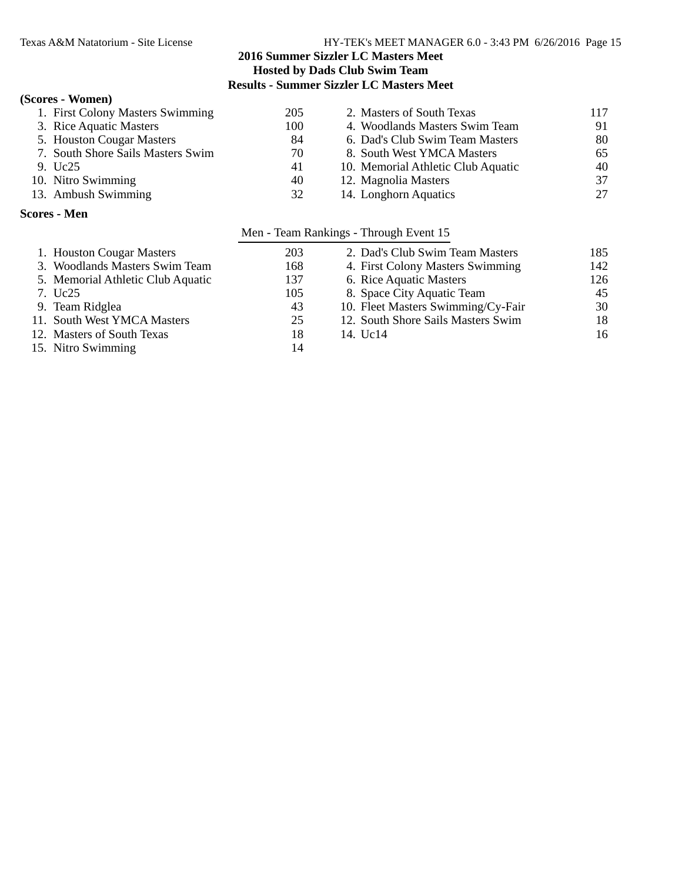# 2016 Summer Sizzler LC Masters Meet
## Hosted by Dads Club Swim Team
## Results - Summer Sizzler LC Masters Meet

**(Scores - Women)**

| | | | |
|---|---|---|---|
| 1. First Colony Masters Swimming | 205 | 2. Masters of South Texas | 117 |
| 3. Rice Aquatic Masters | 100 | 4. Woodlands Masters Swim Team | 91 |
| 5. Houston Cougar Masters | 84 | 6. Dad's Club Swim Team Masters | 80 |
| 7. South Shore Sails Masters Swim | 70 | 8. South West YMCA Masters | 65 |
| 9. Uc25 | 41 | 10. Memorial Athletic Club Aquatic | 40 |
| 10. Nitro Swimming | 40 | 12. Magnolia Masters | 37 |
| 13. Ambush Swimming | 32 | 14. Longhorn Aquatics | 27 |

**Scores - Men**

Men - Team Rankings - Through Event 15

| | | | |
|---|---|---|---|
| 1. Houston Cougar Masters | 203 | 2. Dad's Club Swim Team Masters | 185 |
| 3. Woodlands Masters Swim Team | 168 | 4. First Colony Masters Swimming | 142 |
| 5. Memorial Athletic Club Aquatic | 137 | 6. Rice Aquatic Masters | 126 |
| 7. Uc25 | 105 | 8. Space City Aquatic Team | 45 |
| 9. Team Ridglea | 43 | 10. Fleet Masters Swimming/Cy-Fair | 30 |
| 11. South West YMCA Masters | 25 | 12. South Shore Sails Masters Swim | 18 |
| 12. Masters of South Texas | 18 | 14. Uc14 | 16 |
| 15. Nitro Swimming | 14 | | |